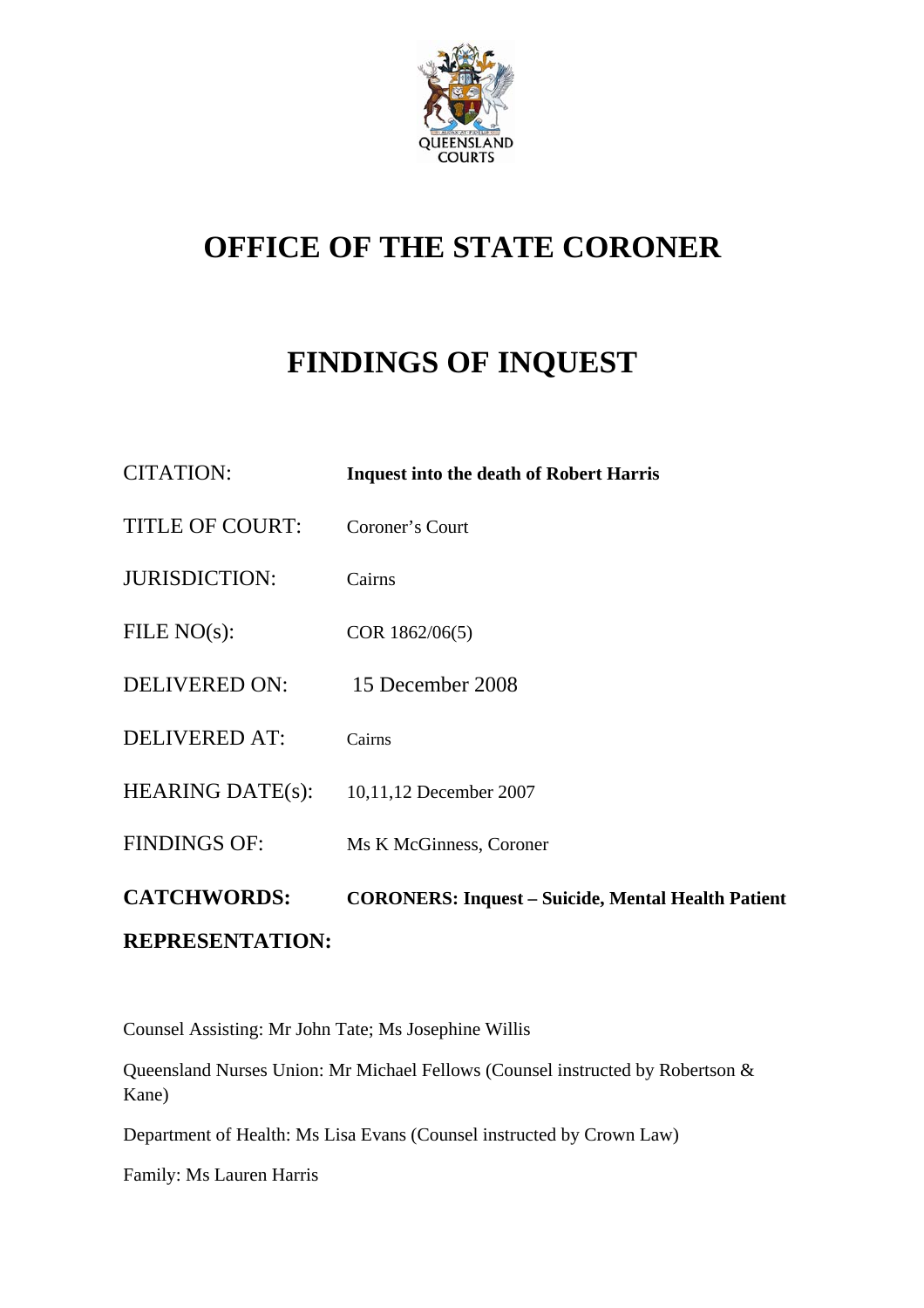QUEENSLAND COURTS

# OFFICE OF THE STATE CORONER

# FINDINGS OF INQUEST

| | |
|---|---|
| CITATION: | **Inquest into the death of Robert Harris** |
| TITLE OF COURT: | Coroner's Court |
| JURISDICTION: | Cairns |
| FILE NO(s): | COR 1862/06(5) |
| DELIVERED ON: | 15 December 2008 |
| DELIVERED AT: | Cairns |
| HEARING DATE(s): | 10,11,12 December 2007 |
| FINDINGS OF: | Ms K McGinness, Coroner |
| **CATCHWORDS:** | **CORONERS: Inquest – Suicide, Mental Health Patient** |

**REPRESENTATION:**

Counsel Assisting: Mr John Tate; Ms Josephine Willis

Queensland Nurses Union: Mr Michael Fellows (Counsel instructed by Robertson & Kane)

Department of Health: Ms Lisa Evans (Counsel instructed by Crown Law)

Family: Ms Lauren Harris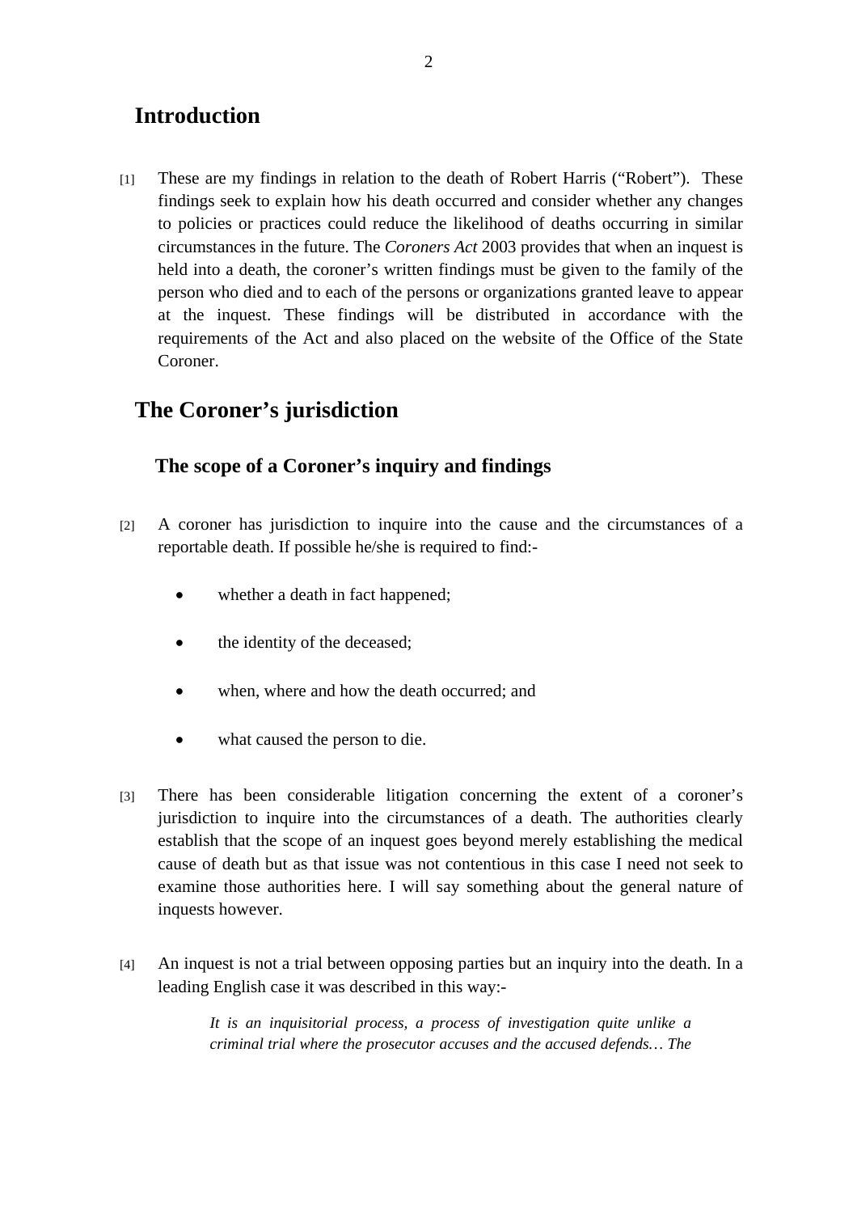## Introduction

[1] These are my findings in relation to the death of Robert Harris ("Robert"). These findings seek to explain how his death occurred and consider whether any changes to policies or practices could reduce the likelihood of deaths occurring in similar circumstances in the future. The *Coroners Act* 2003 provides that when an inquest is held into a death, the coroner's written findings must be given to the family of the person who died and to each of the persons or organizations granted leave to appear at the inquest. These findings will be distributed in accordance with the requirements of the Act and also placed on the website of the Office of the State Coroner.

## The Coroner's jurisdiction

### The scope of a Coroner's inquiry and findings

[2] A coroner has jurisdiction to inquire into the cause and the circumstances of a reportable death. If possible he/she is required to find:-

- whether a death in fact happened;
- the identity of the deceased;
- when, where and how the death occurred; and
- what caused the person to die.

[3] There has been considerable litigation concerning the extent of a coroner's jurisdiction to inquire into the circumstances of a death. The authorities clearly establish that the scope of an inquest goes beyond merely establishing the medical cause of death but as that issue was not contentious in this case I need not seek to examine those authorities here. I will say something about the general nature of inquests however.

[4] An inquest is not a trial between opposing parties but an inquiry into the death. In a leading English case it was described in this way:-

> *It is an inquisitorial process, a process of investigation quite unlike a criminal trial where the prosecutor accuses and the accused defends… The*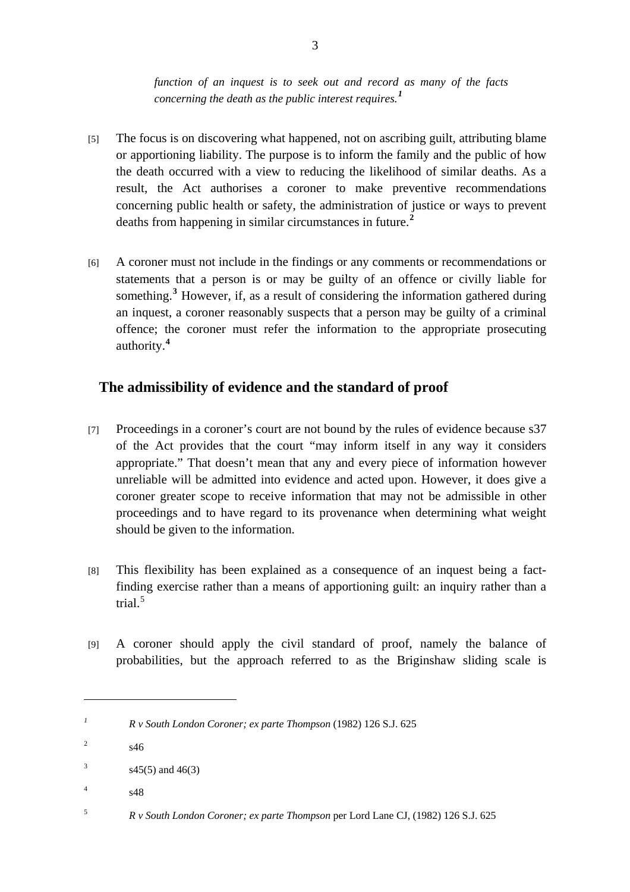*function of an inquest is to seek out and record as many of the facts concerning the death as the public interest requires.*[1]

[5] The focus is on discovering what happened, not on ascribing guilt, attributing blame or apportioning liability. The purpose is to inform the family and the public of how the death occurred with a view to reducing the likelihood of similar deaths. As a result, the Act authorises a coroner to make preventive recommendations concerning public health or safety, the administration of justice or ways to prevent deaths from happening in similar circumstances in future.[2]

[6] A coroner must not include in the findings or any comments or recommendations or statements that a person is or may be guilty of an offence or civilly liable for something.[3] However, if, as a result of considering the information gathered during an inquest, a coroner reasonably suspects that a person may be guilty of a criminal offence; the coroner must refer the information to the appropriate prosecuting authority.[4]

## The admissibility of evidence and the standard of proof

[7] Proceedings in a coroner's court are not bound by the rules of evidence because s37 of the Act provides that the court "may inform itself in any way it considers appropriate." That doesn't mean that any and every piece of information however unreliable will be admitted into evidence and acted upon. However, it does give a coroner greater scope to receive information that may not be admissible in other proceedings and to have regard to its provenance when determining what weight should be given to the information.

[8] This flexibility has been explained as a consequence of an inquest being a fact-finding exercise rather than a means of apportioning guilt: an inquiry rather than a trial.[5]

[9] A coroner should apply the civil standard of proof, namely the balance of probabilities, but the approach referred to as the Briginshaw sliding scale is

---

[1] *R v South London Coroner; ex parte Thompson* (1982) 126 S.J. 625

[2] s46

[3] s45(5) and 46(3)

[4] s48

[5] *R v South London Coroner; ex parte Thompson* per Lord Lane CJ, (1982) 126 S.J. 625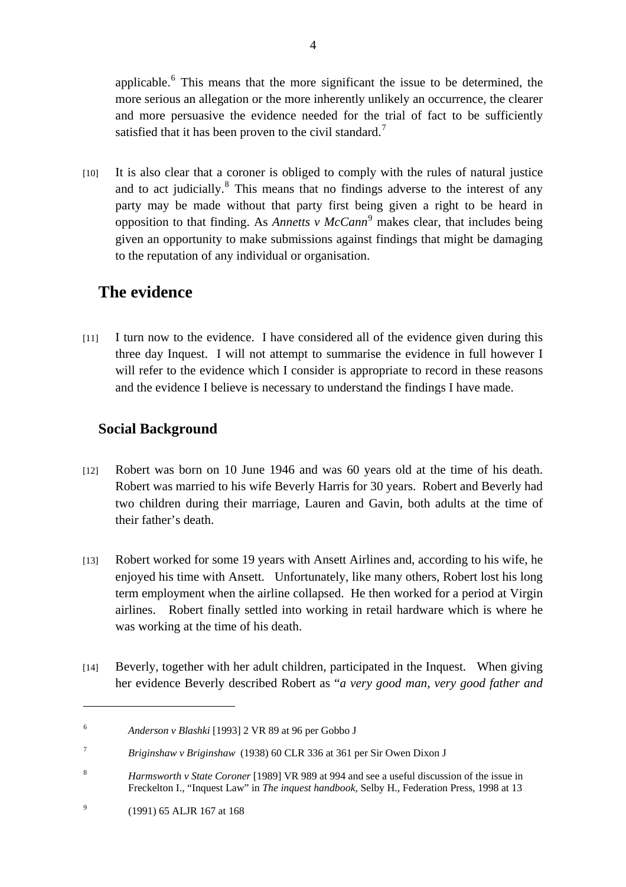applicable.[6] This means that the more significant the issue to be determined, the more serious an allegation or the more inherently unlikely an occurrence, the clearer and more persuasive the evidence needed for the trial of fact to be sufficiently satisfied that it has been proven to the civil standard.[7]

[10] It is also clear that a coroner is obliged to comply with the rules of natural justice and to act judicially.[8] This means that no findings adverse to the interest of any party may be made without that party first being given a right to be heard in opposition to that finding. As *Annetts v McCann*[9] makes clear, that includes being given an opportunity to make submissions against findings that might be damaging to the reputation of any individual or organisation.

## The evidence

[11] I turn now to the evidence. I have considered all of the evidence given during this three day Inquest. I will not attempt to summarise the evidence in full however I will refer to the evidence which I consider is appropriate to record in these reasons and the evidence I believe is necessary to understand the findings I have made.

### Social Background

[12] Robert was born on 10 June 1946 and was 60 years old at the time of his death. Robert was married to his wife Beverly Harris for 30 years. Robert and Beverly had two children during their marriage, Lauren and Gavin, both adults at the time of their father's death.

[13] Robert worked for some 19 years with Ansett Airlines and, according to his wife, he enjoyed his time with Ansett. Unfortunately, like many others, Robert lost his long term employment when the airline collapsed. He then worked for a period at Virgin airlines. Robert finally settled into working in retail hardware which is where he was working at the time of his death.

[14] Beverly, together with her adult children, participated in the Inquest. When giving her evidence Beverly described Robert as "*a very good man, very good father and*

---

[6] *Anderson v Blashki* [1993] 2 VR 89 at 96 per Gobbo J

[7] *Briginshaw v Briginshaw* (1938) 60 CLR 336 at 361 per Sir Owen Dixon J

[8] *Harmsworth v State Coroner* [1989] VR 989 at 994 and see a useful discussion of the issue in Freckelton I., "Inquest Law" in *The inquest handbook,* Selby H., Federation Press, 1998 at 13

[9] (1991) 65 ALJR 167 at 168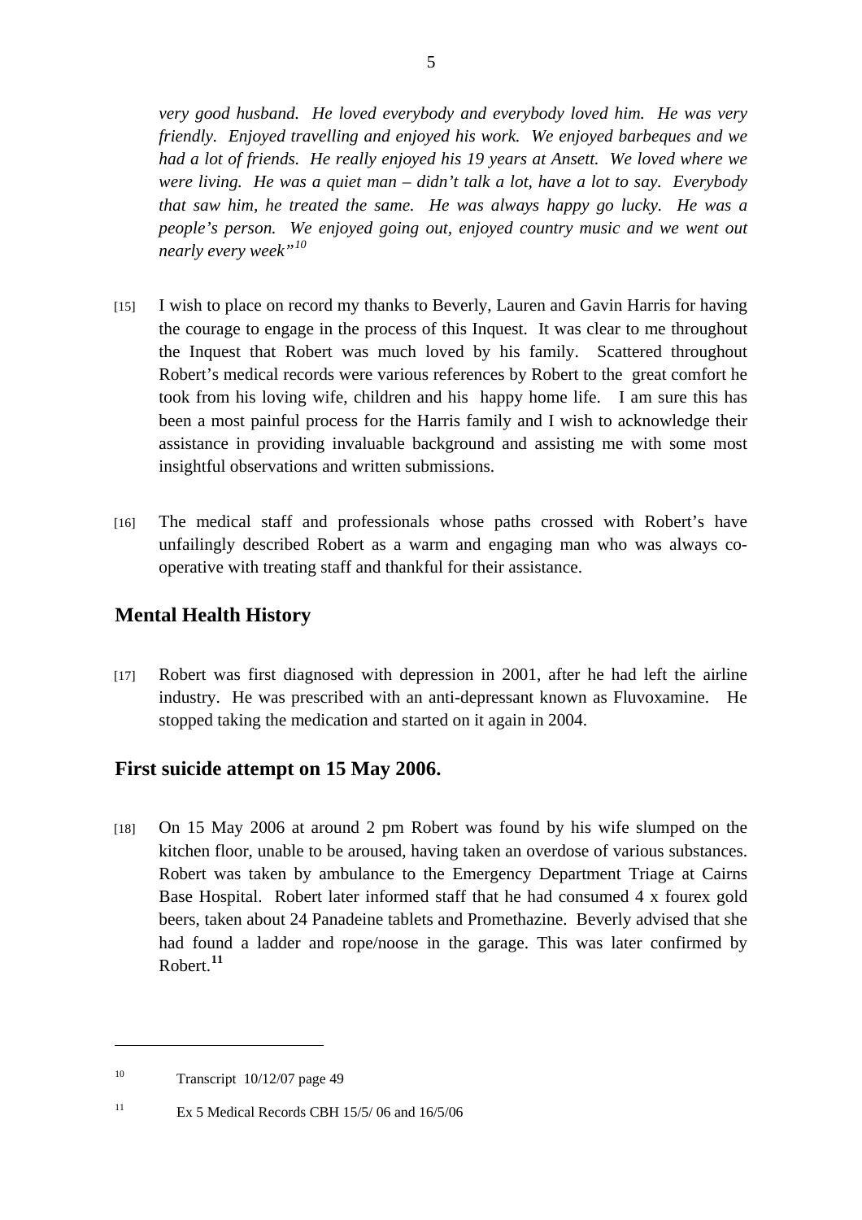*very good husband. He loved everybody and everybody loved him. He was very friendly. Enjoyed travelling and enjoyed his work. We enjoyed barbeques and we had a lot of friends. He really enjoyed his 19 years at Ansett. We loved where we were living. He was a quiet man – didn't talk a lot, have a lot to say. Everybody that saw him, he treated the same. He was always happy go lucky. He was a people's person. We enjoyed going out, enjoyed country music and we went out nearly every week"*[10]

[15] I wish to place on record my thanks to Beverly, Lauren and Gavin Harris for having the courage to engage in the process of this Inquest. It was clear to me throughout the Inquest that Robert was much loved by his family. Scattered throughout Robert's medical records were various references by Robert to the great comfort he took from his loving wife, children and his happy home life. I am sure this has been a most painful process for the Harris family and I wish to acknowledge their assistance in providing invaluable background and assisting me with some most insightful observations and written submissions.

[16] The medical staff and professionals whose paths crossed with Robert's have unfailingly described Robert as a warm and engaging man who was always co-operative with treating staff and thankful for their assistance.

## Mental Health History

[17] Robert was first diagnosed with depression in 2001, after he had left the airline industry. He was prescribed with an anti-depressant known as Fluvoxamine. He stopped taking the medication and started on it again in 2004.

## First suicide attempt on 15 May 2006.

[18] On 15 May 2006 at around 2 pm Robert was found by his wife slumped on the kitchen floor, unable to be aroused, having taken an overdose of various substances. Robert was taken by ambulance to the Emergency Department Triage at Cairns Base Hospital. Robert later informed staff that he had consumed 4 x fourex gold beers, taken about 24 Panadeine tablets and Promethazine. Beverly advised that she had found a ladder and rope/noose in the garage. This was later confirmed by Robert.[11]

---

[10] Transcript 10/12/07 page 49

[11] Ex 5 Medical Records CBH 15/5/ 06 and 16/5/06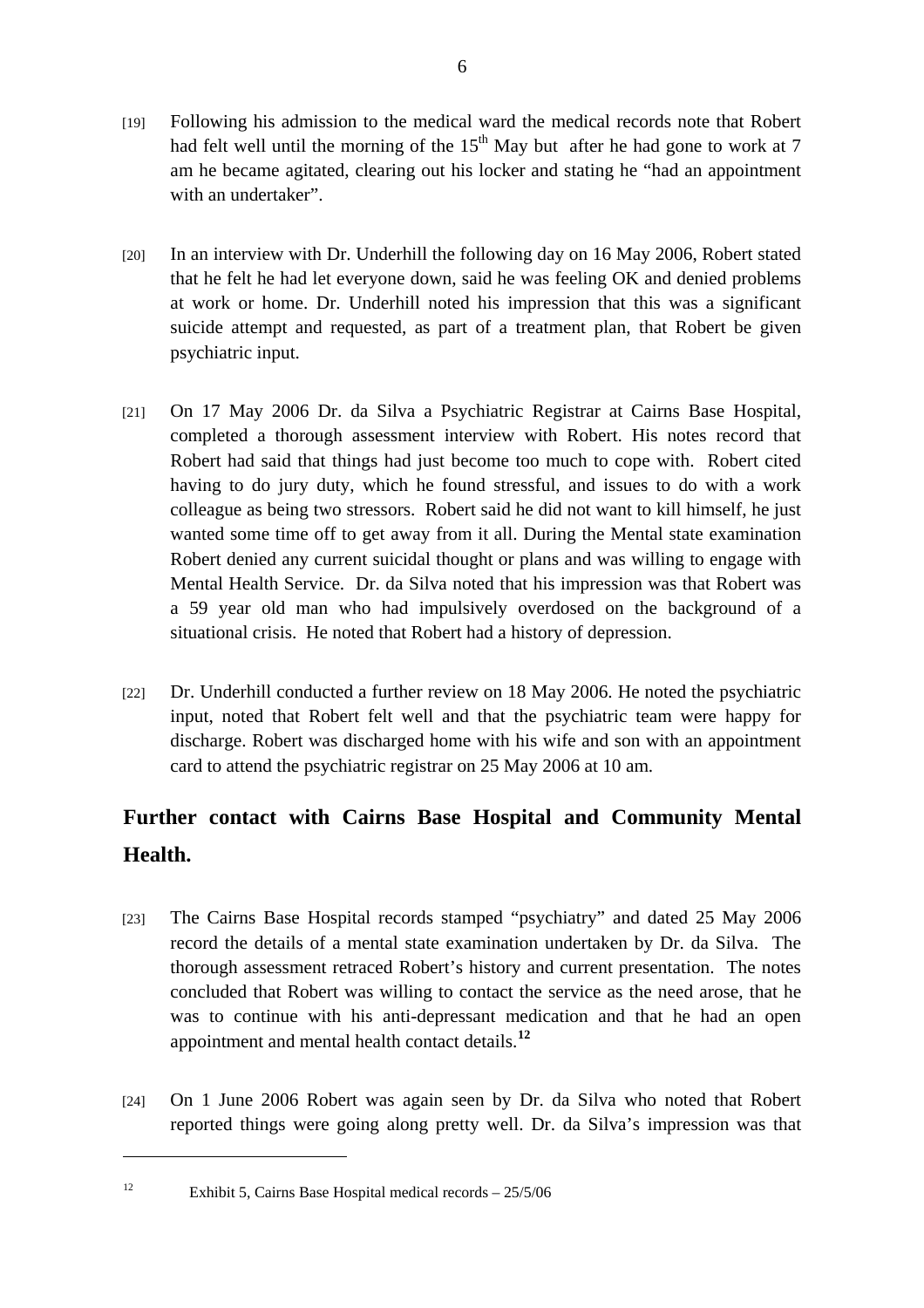[19] Following his admission to the medical ward the medical records note that Robert had felt well until the morning of the 15th May but after he had gone to work at 7 am he became agitated, clearing out his locker and stating he "had an appointment with an undertaker".

[20] In an interview with Dr. Underhill the following day on 16 May 2006, Robert stated that he felt he had let everyone down, said he was feeling OK and denied problems at work or home. Dr. Underhill noted his impression that this was a significant suicide attempt and requested, as part of a treatment plan, that Robert be given psychiatric input.

[21] On 17 May 2006 Dr. da Silva a Psychiatric Registrar at Cairns Base Hospital, completed a thorough assessment interview with Robert. His notes record that Robert had said that things had just become too much to cope with. Robert cited having to do jury duty, which he found stressful, and issues to do with a work colleague as being two stressors. Robert said he did not want to kill himself, he just wanted some time off to get away from it all. During the Mental state examination Robert denied any current suicidal thought or plans and was willing to engage with Mental Health Service. Dr. da Silva noted that his impression was that Robert was a 59 year old man who had impulsively overdosed on the background of a situational crisis. He noted that Robert had a history of depression.

[22] Dr. Underhill conducted a further review on 18 May 2006. He noted the psychiatric input, noted that Robert felt well and that the psychiatric team were happy for discharge. Robert was discharged home with his wife and son with an appointment card to attend the psychiatric registrar on 25 May 2006 at 10 am.

## Further contact with Cairns Base Hospital and Community Mental Health.

[23] The Cairns Base Hospital records stamped "psychiatry" and dated 25 May 2006 record the details of a mental state examination undertaken by Dr. da Silva. The thorough assessment retraced Robert's history and current presentation. The notes concluded that Robert was willing to contact the service as the need arose, that he was to continue with his anti-depressant medication and that he had an open appointment and mental health contact details.[12]

[24] On 1 June 2006 Robert was again seen by Dr. da Silva who noted that Robert reported things were going along pretty well. Dr. da Silva's impression was that

[12] Exhibit 5, Cairns Base Hospital medical records – 25/5/06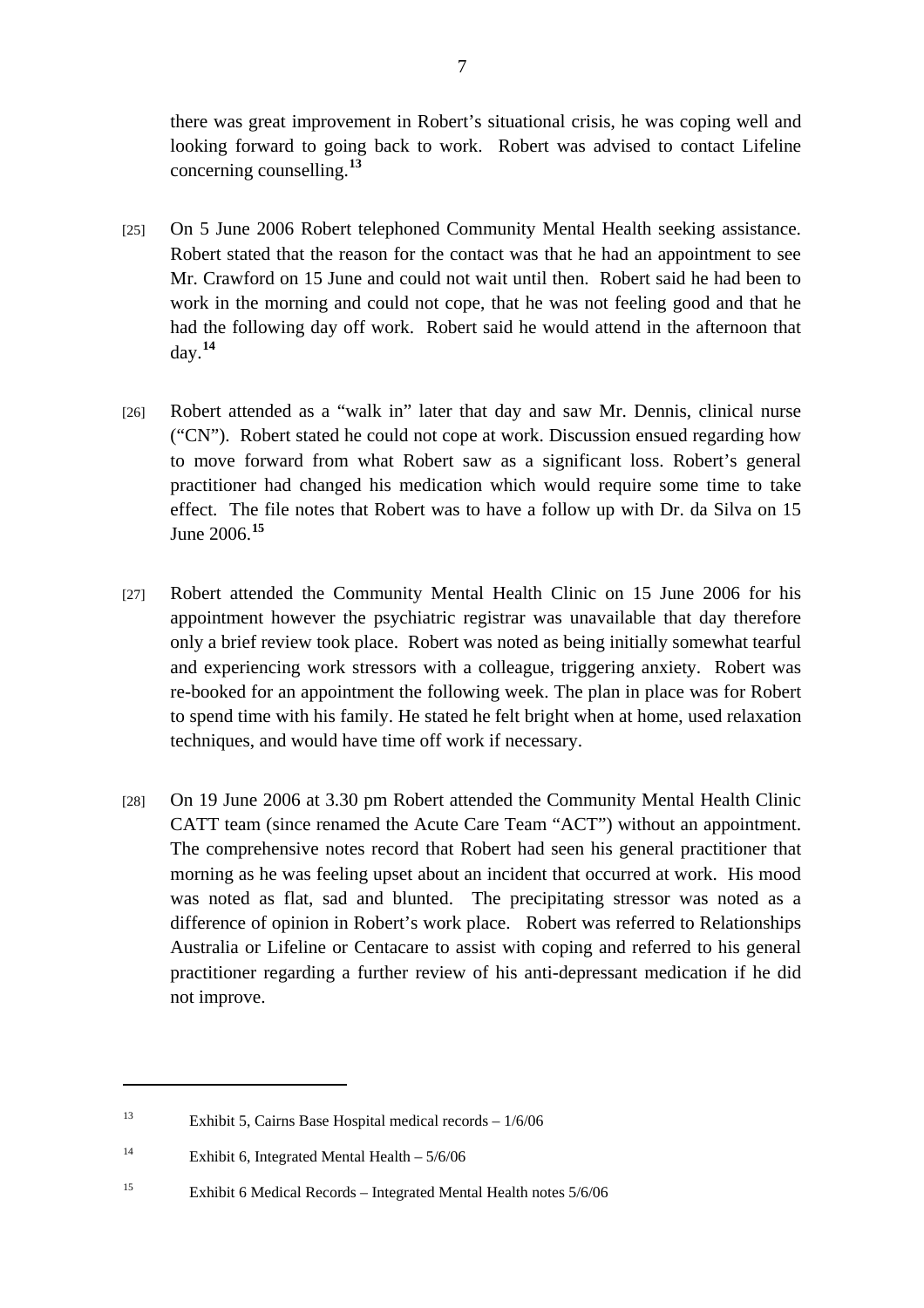there was great improvement in Robert's situational crisis, he was coping well and looking forward to going back to work. Robert was advised to contact Lifeline concerning counselling.[13]

[25] On 5 June 2006 Robert telephoned Community Mental Health seeking assistance. Robert stated that the reason for the contact was that he had an appointment to see Mr. Crawford on 15 June and could not wait until then. Robert said he had been to work in the morning and could not cope, that he was not feeling good and that he had the following day off work. Robert said he would attend in the afternoon that day.[14]

[26] Robert attended as a "walk in" later that day and saw Mr. Dennis, clinical nurse ("CN"). Robert stated he could not cope at work. Discussion ensued regarding how to move forward from what Robert saw as a significant loss. Robert's general practitioner had changed his medication which would require some time to take effect. The file notes that Robert was to have a follow up with Dr. da Silva on 15 June 2006.[15]

[27] Robert attended the Community Mental Health Clinic on 15 June 2006 for his appointment however the psychiatric registrar was unavailable that day therefore only a brief review took place. Robert was noted as being initially somewhat tearful and experiencing work stressors with a colleague, triggering anxiety. Robert was re-booked for an appointment the following week. The plan in place was for Robert to spend time with his family. He stated he felt bright when at home, used relaxation techniques, and would have time off work if necessary.

[28] On 19 June 2006 at 3.30 pm Robert attended the Community Mental Health Clinic CATT team (since renamed the Acute Care Team "ACT") without an appointment. The comprehensive notes record that Robert had seen his general practitioner that morning as he was feeling upset about an incident that occurred at work. His mood was noted as flat, sad and blunted. The precipitating stressor was noted as a difference of opinion in Robert's work place. Robert was referred to Relationships Australia or Lifeline or Centacare to assist with coping and referred to his general practitioner regarding a further review of his anti-depressant medication if he did not improve.

---

[13] Exhibit 5, Cairns Base Hospital medical records – 1/6/06

[14] Exhibit 6, Integrated Mental Health – 5/6/06

[15] Exhibit 6 Medical Records – Integrated Mental Health notes 5/6/06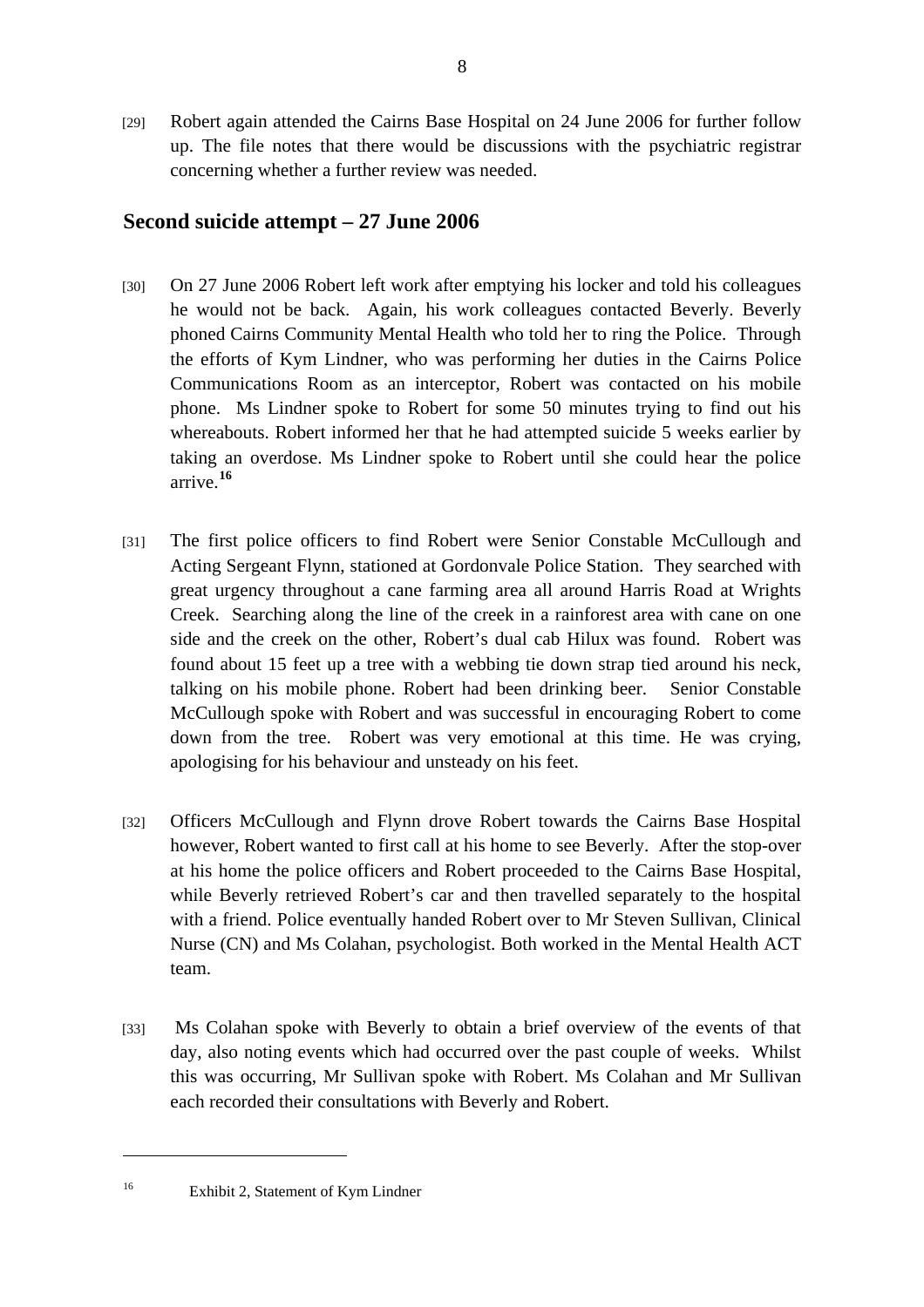[29] Robert again attended the Cairns Base Hospital on 24 June 2006 for further follow up. The file notes that there would be discussions with the psychiatric registrar concerning whether a further review was needed.

## Second suicide attempt – 27 June 2006

[30] On 27 June 2006 Robert left work after emptying his locker and told his colleagues he would not be back. Again, his work colleagues contacted Beverly. Beverly phoned Cairns Community Mental Health who told her to ring the Police. Through the efforts of Kym Lindner, who was performing her duties in the Cairns Police Communications Room as an interceptor, Robert was contacted on his mobile phone. Ms Lindner spoke to Robert for some 50 minutes trying to find out his whereabouts. Robert informed her that he had attempted suicide 5 weeks earlier by taking an overdose. Ms Lindner spoke to Robert until she could hear the police arrive.[16]

[31] The first police officers to find Robert were Senior Constable McCullough and Acting Sergeant Flynn, stationed at Gordonvale Police Station. They searched with great urgency throughout a cane farming area all around Harris Road at Wrights Creek. Searching along the line of the creek in a rainforest area with cane on one side and the creek on the other, Robert's dual cab Hilux was found. Robert was found about 15 feet up a tree with a webbing tie down strap tied around his neck, talking on his mobile phone. Robert had been drinking beer. Senior Constable McCullough spoke with Robert and was successful in encouraging Robert to come down from the tree. Robert was very emotional at this time. He was crying, apologising for his behaviour and unsteady on his feet.

[32] Officers McCullough and Flynn drove Robert towards the Cairns Base Hospital however, Robert wanted to first call at his home to see Beverly. After the stop-over at his home the police officers and Robert proceeded to the Cairns Base Hospital, while Beverly retrieved Robert's car and then travelled separately to the hospital with a friend. Police eventually handed Robert over to Mr Steven Sullivan, Clinical Nurse (CN) and Ms Colahan, psychologist. Both worked in the Mental Health ACT team.

[33] Ms Colahan spoke with Beverly to obtain a brief overview of the events of that day, also noting events which had occurred over the past couple of weeks. Whilst this was occurring, Mr Sullivan spoke with Robert. Ms Colahan and Mr Sullivan each recorded their consultations with Beverly and Robert.

---

[16] Exhibit 2, Statement of Kym Lindner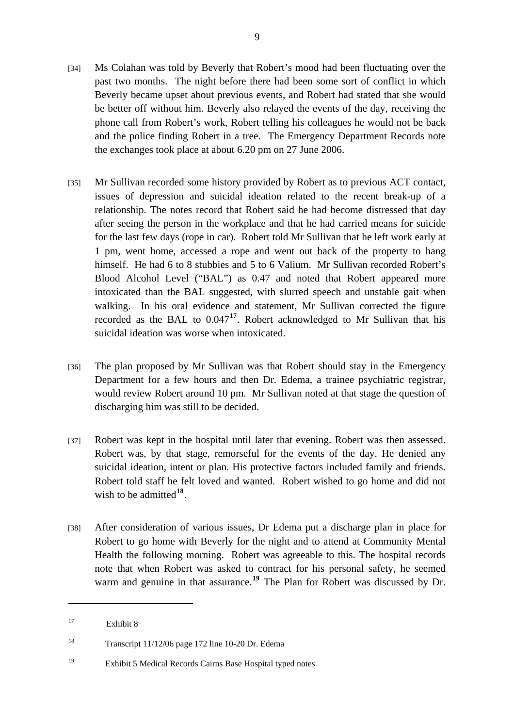[34] Ms Colahan was told by Beverly that Robert's mood had been fluctuating over the past two months. The night before there had been some sort of conflict in which Beverly became upset about previous events, and Robert had stated that she would be better off without him. Beverly also relayed the events of the day, receiving the phone call from Robert's work, Robert telling his colleagues he would not be back and the police finding Robert in a tree. The Emergency Department Records note the exchanges took place at about 6.20 pm on 27 June 2006.

[35] Mr Sullivan recorded some history provided by Robert as to previous ACT contact, issues of depression and suicidal ideation related to the recent break-up of a relationship. The notes record that Robert said he had become distressed that day after seeing the person in the workplace and that he had carried means for suicide for the last few days (rope in car). Robert told Mr Sullivan that he left work early at 1 pm, went home, accessed a rope and went out back of the property to hang himself. He had 6 to 8 stubbies and 5 to 6 Valium. Mr Sullivan recorded Robert's Blood Alcohol Level ("BAL") as 0.47 and noted that Robert appeared more intoxicated than the BAL suggested, with slurred speech and unstable gait when walking. In his oral evidence and statement, Mr Sullivan corrected the figure recorded as the BAL to 0.047[17]. Robert acknowledged to Mr Sullivan that his suicidal ideation was worse when intoxicated.

[36] The plan proposed by Mr Sullivan was that Robert should stay in the Emergency Department for a few hours and then Dr. Edema, a trainee psychiatric registrar, would review Robert around 10 pm. Mr Sullivan noted at that stage the question of discharging him was still to be decided.

[37] Robert was kept in the hospital until later that evening. Robert was then assessed. Robert was, by that stage, remorseful for the events of the day. He denied any suicidal ideation, intent or plan. His protective factors included family and friends. Robert told staff he felt loved and wanted. Robert wished to go home and did not wish to be admitted[18].

[38] After consideration of various issues, Dr Edema put a discharge plan in place for Robert to go home with Beverly for the night and to attend at Community Mental Health the following morning. Robert was agreeable to this. The hospital records note that when Robert was asked to contract for his personal safety, he seemed warm and genuine in that assurance.[19] The Plan for Robert was discussed by Dr.

---

[17] Exhibit 8

[18] Transcript 11/12/06 page 172 line 10-20 Dr. Edema

[19] Exhibit 5 Medical Records Cairns Base Hospital typed notes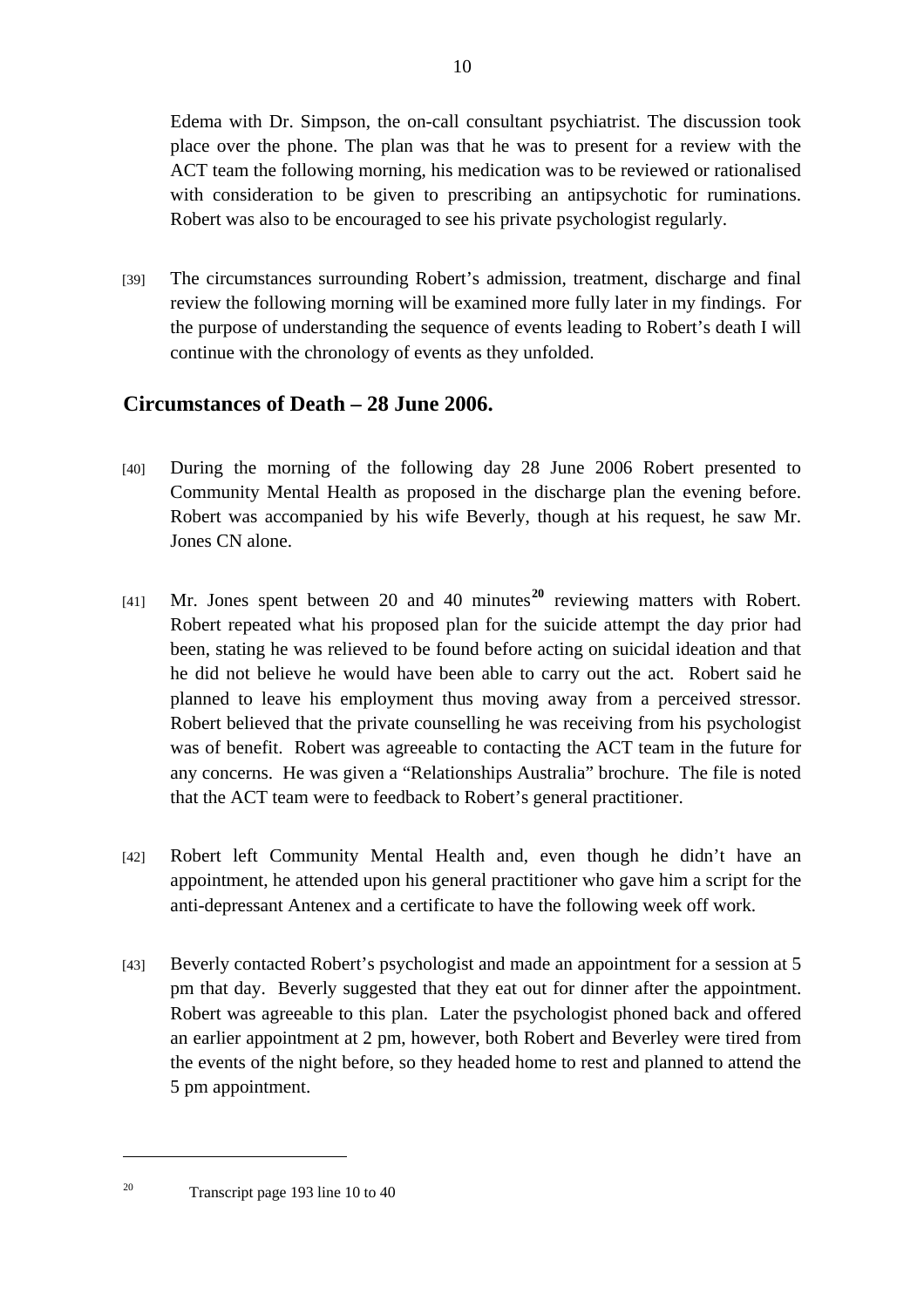Edema with Dr. Simpson, the on-call consultant psychiatrist. The discussion took place over the phone. The plan was that he was to present for a review with the ACT team the following morning, his medication was to be reviewed or rationalised with consideration to be given to prescribing an antipsychotic for ruminations. Robert was also to be encouraged to see his private psychologist regularly.

[39] The circumstances surrounding Robert's admission, treatment, discharge and final review the following morning will be examined more fully later in my findings. For the purpose of understanding the sequence of events leading to Robert's death I will continue with the chronology of events as they unfolded.

## Circumstances of Death – 28 June 2006.

[40] During the morning of the following day 28 June 2006 Robert presented to Community Mental Health as proposed in the discharge plan the evening before. Robert was accompanied by his wife Beverly, though at his request, he saw Mr. Jones CN alone.

[41] Mr. Jones spent between 20 and 40 minutes[20] reviewing matters with Robert. Robert repeated what his proposed plan for the suicide attempt the day prior had been, stating he was relieved to be found before acting on suicidal ideation and that he did not believe he would have been able to carry out the act. Robert said he planned to leave his employment thus moving away from a perceived stressor. Robert believed that the private counselling he was receiving from his psychologist was of benefit. Robert was agreeable to contacting the ACT team in the future for any concerns. He was given a "Relationships Australia" brochure. The file is noted that the ACT team were to feedback to Robert's general practitioner.

[42] Robert left Community Mental Health and, even though he didn't have an appointment, he attended upon his general practitioner who gave him a script for the anti-depressant Antenex and a certificate to have the following week off work.

[43] Beverly contacted Robert's psychologist and made an appointment for a session at 5 pm that day. Beverly suggested that they eat out for dinner after the appointment. Robert was agreeable to this plan. Later the psychologist phoned back and offered an earlier appointment at 2 pm, however, both Robert and Beverley were tired from the events of the night before, so they headed home to rest and planned to attend the 5 pm appointment.

---

[20] Transcript page 193 line 10 to 40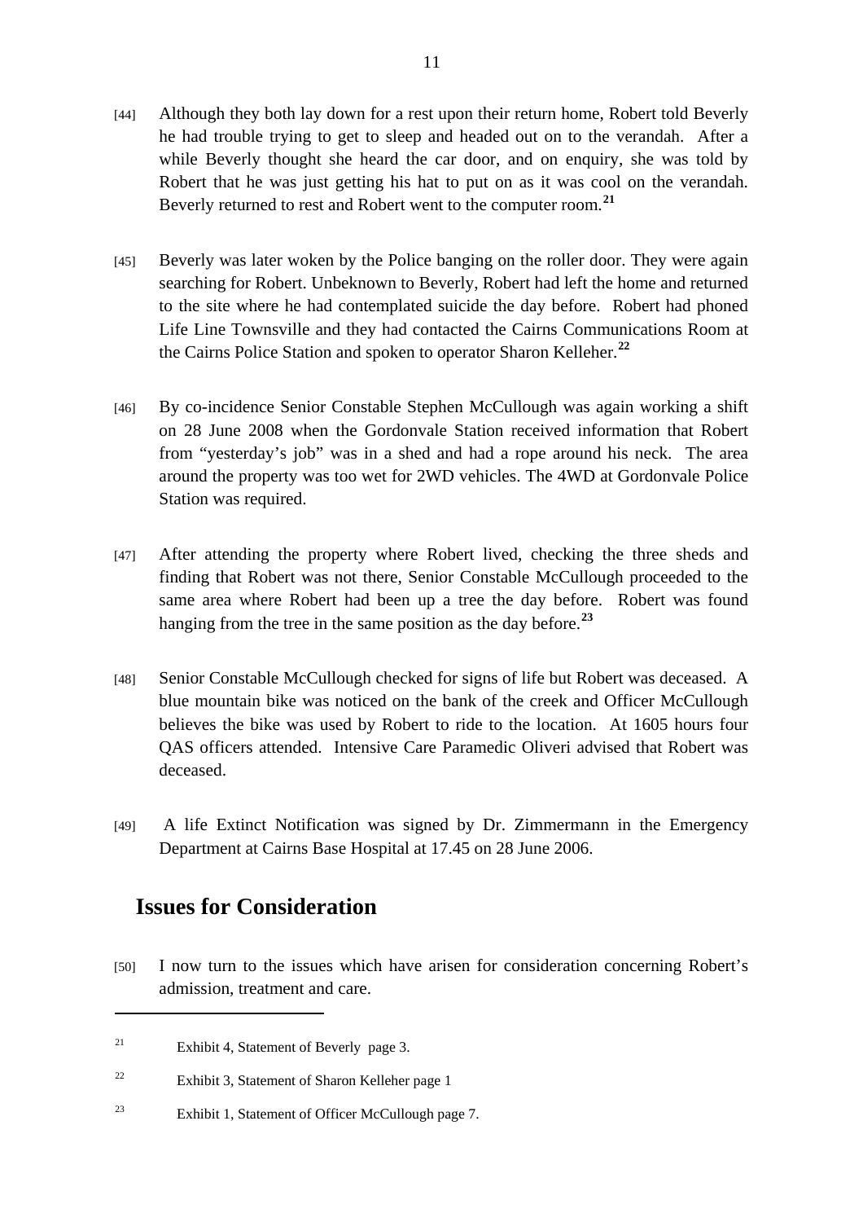[44] Although they both lay down for a rest upon their return home, Robert told Beverly he had trouble trying to get to sleep and headed out on to the verandah. After a while Beverly thought she heard the car door, and on enquiry, she was told by Robert that he was just getting his hat to put on as it was cool on the verandah. Beverly returned to rest and Robert went to the computer room.[21]

[45] Beverly was later woken by the Police banging on the roller door. They were again searching for Robert. Unbeknown to Beverly, Robert had left the home and returned to the site where he had contemplated suicide the day before. Robert had phoned Life Line Townsville and they had contacted the Cairns Communications Room at the Cairns Police Station and spoken to operator Sharon Kelleher.[22]

[46] By co-incidence Senior Constable Stephen McCullough was again working a shift on 28 June 2008 when the Gordonvale Station received information that Robert from "yesterday's job" was in a shed and had a rope around his neck. The area around the property was too wet for 2WD vehicles. The 4WD at Gordonvale Police Station was required.

[47] After attending the property where Robert lived, checking the three sheds and finding that Robert was not there, Senior Constable McCullough proceeded to the same area where Robert had been up a tree the day before. Robert was found hanging from the tree in the same position as the day before.[23]

[48] Senior Constable McCullough checked for signs of life but Robert was deceased. A blue mountain bike was noticed on the bank of the creek and Officer McCullough believes the bike was used by Robert to ride to the location. At 1605 hours four QAS officers attended. Intensive Care Paramedic Oliveri advised that Robert was deceased.

[49] A life Extinct Notification was signed by Dr. Zimmermann in the Emergency Department at Cairns Base Hospital at 17.45 on 28 June 2006.

## Issues for Consideration

[50] I now turn to the issues which have arisen for consideration concerning Robert's admission, treatment and care.

---

[21] Exhibit 4, Statement of Beverly page 3.

[22] Exhibit 3, Statement of Sharon Kelleher page 1

[23] Exhibit 1, Statement of Officer McCullough page 7.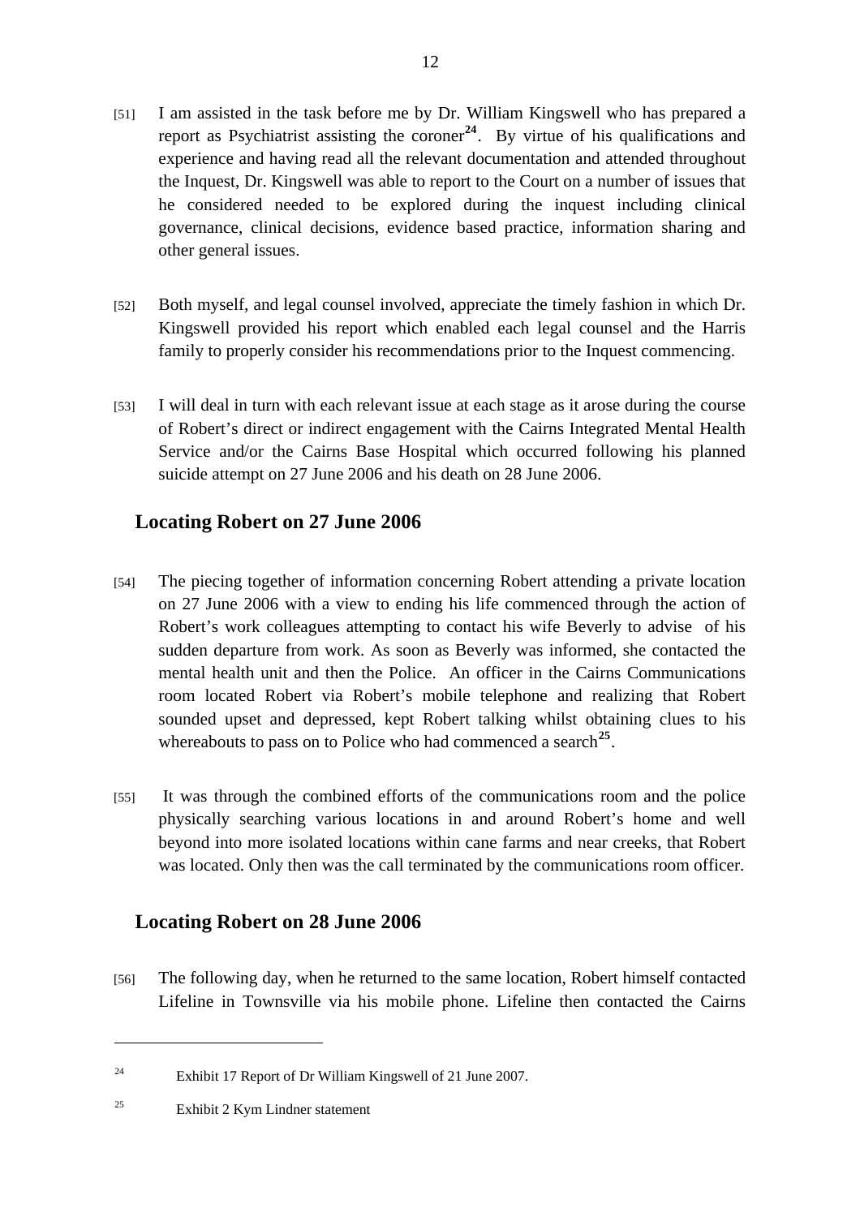[51] I am assisted in the task before me by Dr. William Kingswell who has prepared a report as Psychiatrist assisting the coroner[24]. By virtue of his qualifications and experience and having read all the relevant documentation and attended throughout the Inquest, Dr. Kingswell was able to report to the Court on a number of issues that he considered needed to be explored during the inquest including clinical governance, clinical decisions, evidence based practice, information sharing and other general issues.

[52] Both myself, and legal counsel involved, appreciate the timely fashion in which Dr. Kingswell provided his report which enabled each legal counsel and the Harris family to properly consider his recommendations prior to the Inquest commencing.

[53] I will deal in turn with each relevant issue at each stage as it arose during the course of Robert's direct or indirect engagement with the Cairns Integrated Mental Health Service and/or the Cairns Base Hospital which occurred following his planned suicide attempt on 27 June 2006 and his death on 28 June 2006.

## Locating Robert on 27 June 2006

[54] The piecing together of information concerning Robert attending a private location on 27 June 2006 with a view to ending his life commenced through the action of Robert's work colleagues attempting to contact his wife Beverly to advise of his sudden departure from work. As soon as Beverly was informed, she contacted the mental health unit and then the Police. An officer in the Cairns Communications room located Robert via Robert's mobile telephone and realizing that Robert sounded upset and depressed, kept Robert talking whilst obtaining clues to his whereabouts to pass on to Police who had commenced a search[25].

[55] It was through the combined efforts of the communications room and the police physically searching various locations in and around Robert's home and well beyond into more isolated locations within cane farms and near creeks, that Robert was located. Only then was the call terminated by the communications room officer.

## Locating Robert on 28 June 2006

[56] The following day, when he returned to the same location, Robert himself contacted Lifeline in Townsville via his mobile phone. Lifeline then contacted the Cairns

---

[24] Exhibit 17 Report of Dr William Kingswell of 21 June 2007.

[25] Exhibit 2 Kym Lindner statement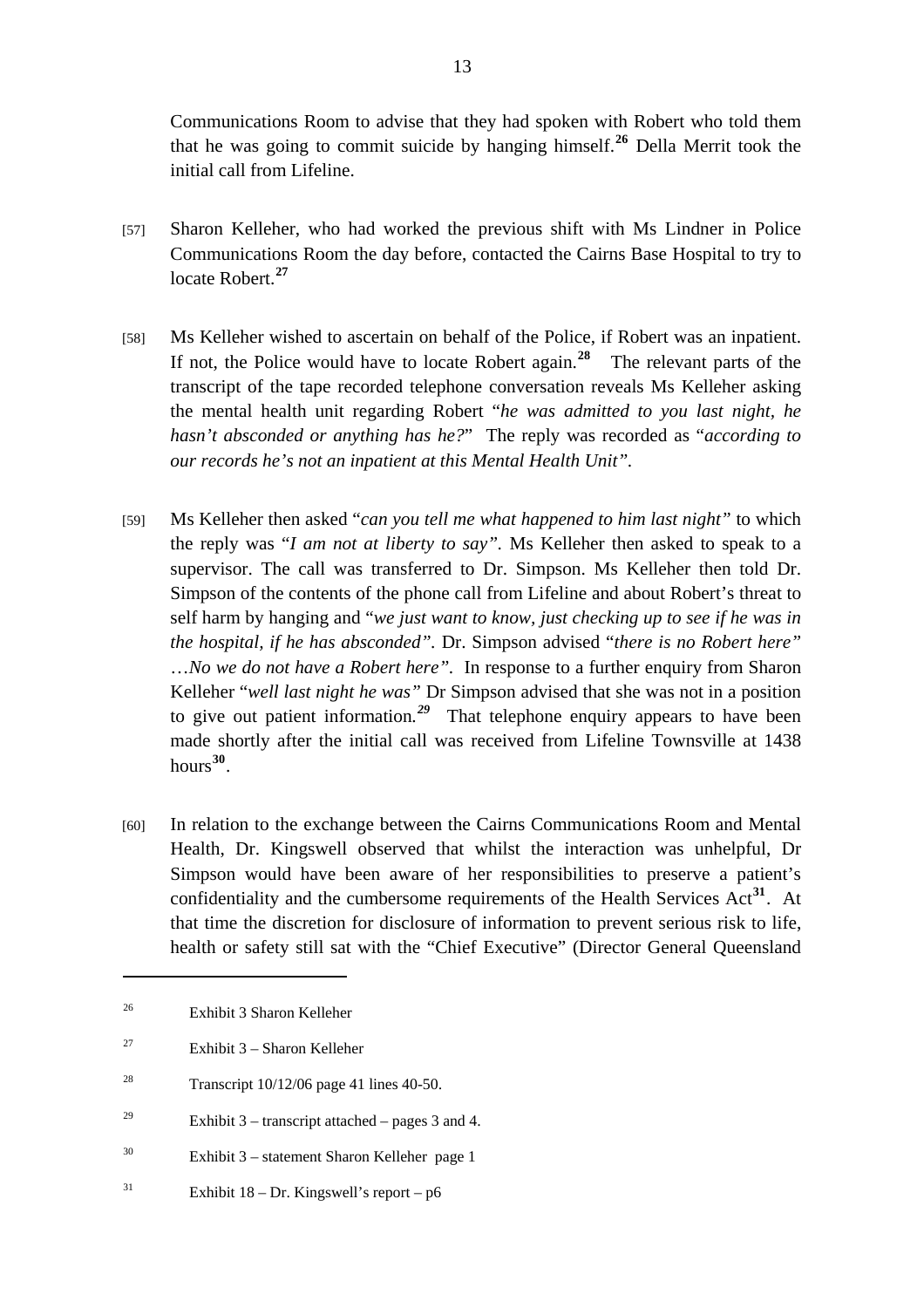Communications Room to advise that they had spoken with Robert who told them that he was going to commit suicide by hanging himself.[26] Della Merrit took the initial call from Lifeline.

[57] Sharon Kelleher, who had worked the previous shift with Ms Lindner in Police Communications Room the day before, contacted the Cairns Base Hospital to try to locate Robert.[27]

[58] Ms Kelleher wished to ascertain on behalf of the Police, if Robert was an inpatient. If not, the Police would have to locate Robert again.[28] The relevant parts of the transcript of the tape recorded telephone conversation reveals Ms Kelleher asking the mental health unit regarding Robert "*he was admitted to you last night, he hasn't absconded or anything has he?*" The reply was recorded as "*according to our records he's not an inpatient at this Mental Health Unit".*

[59] Ms Kelleher then asked "*can you tell me what happened to him last night"* to which the reply was "*I am not at liberty to say".* Ms Kelleher then asked to speak to a supervisor. The call was transferred to Dr. Simpson. Ms Kelleher then told Dr. Simpson of the contents of the phone call from Lifeline and about Robert's threat to self harm by hanging and "*we just want to know, just checking up to see if he was in the hospital, if he has absconded".* Dr. Simpson advised "*there is no Robert here" …No we do not have a Robert here".* In response to a further enquiry from Sharon Kelleher "*well last night he was"* Dr Simpson advised that she was not in a position to give out patient information.[29] That telephone enquiry appears to have been made shortly after the initial call was received from Lifeline Townsville at 1438 hours[30].

[60] In relation to the exchange between the Cairns Communications Room and Mental Health, Dr. Kingswell observed that whilst the interaction was unhelpful, Dr Simpson would have been aware of her responsibilities to preserve a patient's confidentiality and the cumbersome requirements of the Health Services Act[31]. At that time the discretion for disclosure of information to prevent serious risk to life, health or safety still sat with the "Chief Executive" (Director General Queensland

---

[26] Exhibit 3 Sharon Kelleher

[27] Exhibit 3 – Sharon Kelleher

[28] Transcript 10/12/06 page 41 lines 40-50.

[29] Exhibit 3 – transcript attached – pages 3 and 4.

[30] Exhibit 3 – statement Sharon Kelleher page 1

[31] Exhibit 18 – Dr. Kingswell's report – p6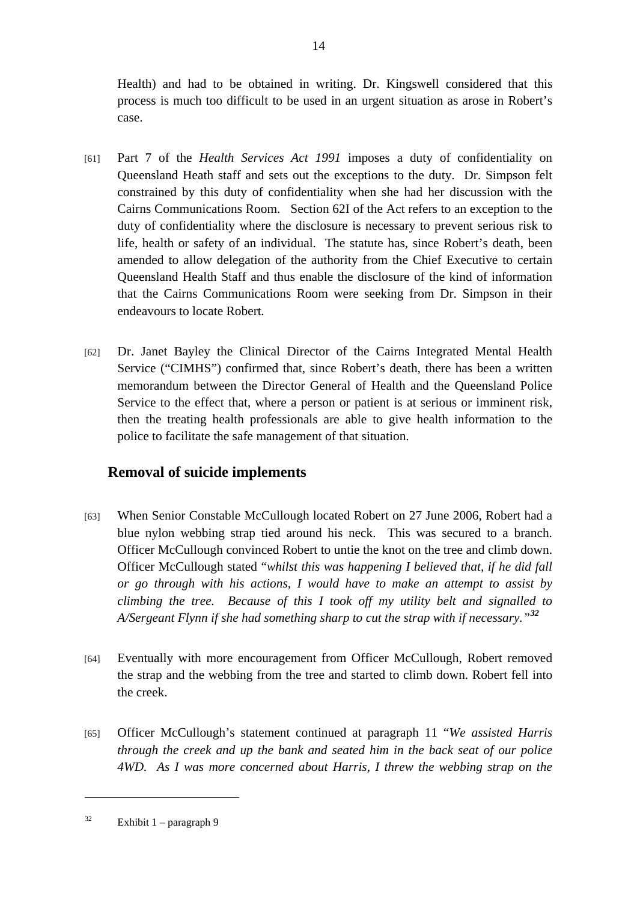Health) and had to be obtained in writing. Dr. Kingswell considered that this process is much too difficult to be used in an urgent situation as arose in Robert's case.

[61] Part 7 of the *Health Services Act 1991* imposes a duty of confidentiality on Queensland Heath staff and sets out the exceptions to the duty. Dr. Simpson felt constrained by this duty of confidentiality when she had her discussion with the Cairns Communications Room. Section 62I of the Act refers to an exception to the duty of confidentiality where the disclosure is necessary to prevent serious risk to life, health or safety of an individual. The statute has, since Robert's death, been amended to allow delegation of the authority from the Chief Executive to certain Queensland Health Staff and thus enable the disclosure of the kind of information that the Cairns Communications Room were seeking from Dr. Simpson in their endeavours to locate Robert.

[62] Dr. Janet Bayley the Clinical Director of the Cairns Integrated Mental Health Service ("CIMHS") confirmed that, since Robert's death, there has been a written memorandum between the Director General of Health and the Queensland Police Service to the effect that, where a person or patient is at serious or imminent risk, then the treating health professionals are able to give health information to the police to facilitate the safe management of that situation.

## Removal of suicide implements

[63] When Senior Constable McCullough located Robert on 27 June 2006, Robert had a blue nylon webbing strap tied around his neck. This was secured to a branch. Officer McCullough convinced Robert to untie the knot on the tree and climb down. Officer McCullough stated "*whilst this was happening I believed that, if he did fall or go through with his actions, I would have to make an attempt to assist by climbing the tree. Because of this I took off my utility belt and signalled to A/Sergeant Flynn if she had something sharp to cut the strap with if necessary.*"[32]

[64] Eventually with more encouragement from Officer McCullough, Robert removed the strap and the webbing from the tree and started to climb down. Robert fell into the creek.

[65] Officer McCullough's statement continued at paragraph 11 "*We assisted Harris through the creek and up the bank and seated him in the back seat of our police 4WD. As I was more concerned about Harris, I threw the webbing strap on the*

---

[32] Exhibit 1 – paragraph 9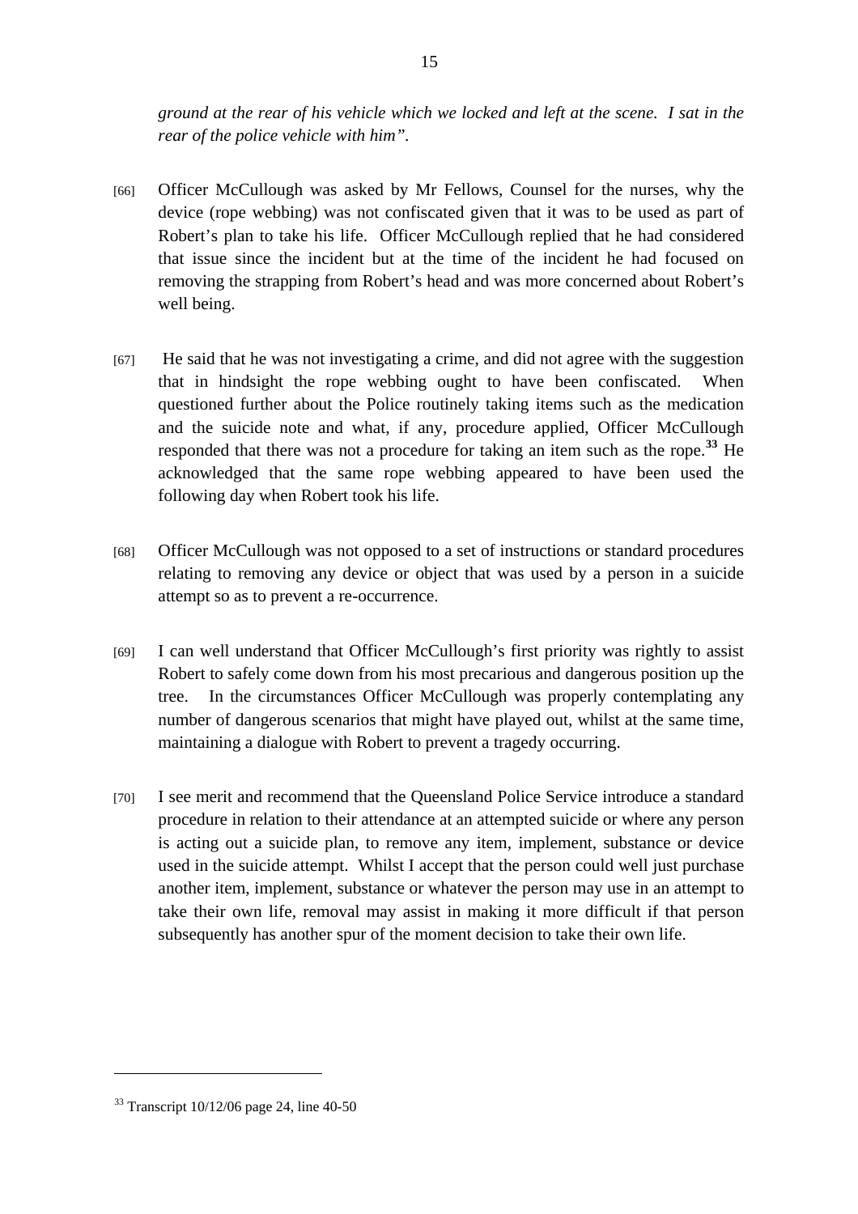*ground at the rear of his vehicle which we locked and left at the scene. I sat in the rear of the police vehicle with him".*

[66] Officer McCullough was asked by Mr Fellows, Counsel for the nurses, why the device (rope webbing) was not confiscated given that it was to be used as part of Robert's plan to take his life. Officer McCullough replied that he had considered that issue since the incident but at the time of the incident he had focused on removing the strapping from Robert's head and was more concerned about Robert's well being.

[67] He said that he was not investigating a crime, and did not agree with the suggestion that in hindsight the rope webbing ought to have been confiscated. When questioned further about the Police routinely taking items such as the medication and the suicide note and what, if any, procedure applied, Officer McCullough responded that there was not a procedure for taking an item such as the rope.[33] He acknowledged that the same rope webbing appeared to have been used the following day when Robert took his life.

[68] Officer McCullough was not opposed to a set of instructions or standard procedures relating to removing any device or object that was used by a person in a suicide attempt so as to prevent a re-occurrence.

[69] I can well understand that Officer McCullough's first priority was rightly to assist Robert to safely come down from his most precarious and dangerous position up the tree. In the circumstances Officer McCullough was properly contemplating any number of dangerous scenarios that might have played out, whilst at the same time, maintaining a dialogue with Robert to prevent a tragedy occurring.

[70] I see merit and recommend that the Queensland Police Service introduce a standard procedure in relation to their attendance at an attempted suicide or where any person is acting out a suicide plan, to remove any item, implement, substance or device used in the suicide attempt. Whilst I accept that the person could well just purchase another item, implement, substance or whatever the person may use in an attempt to take their own life, removal may assist in making it more difficult if that person subsequently has another spur of the moment decision to take their own life.

[33] Transcript 10/12/06 page 24, line 40-50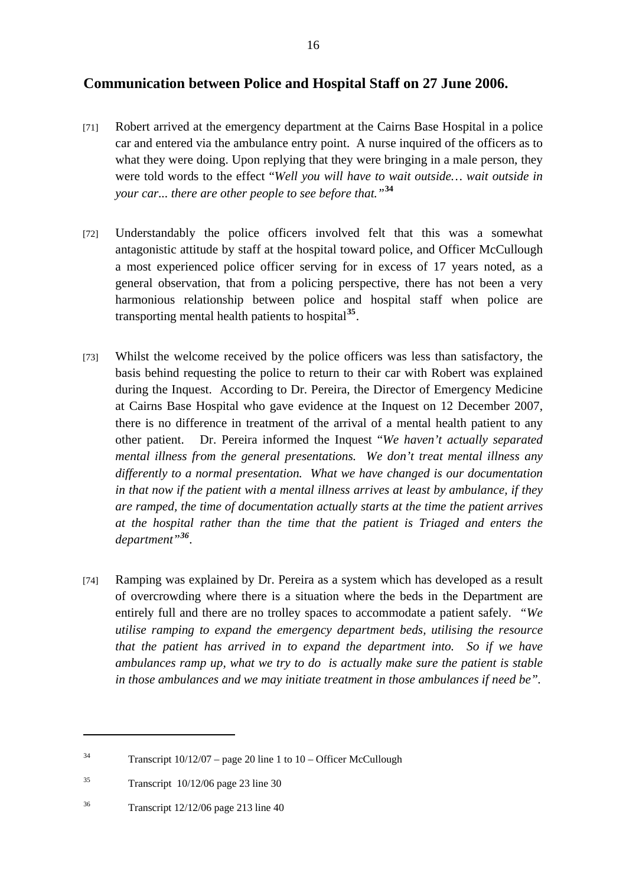## Communication between Police and Hospital Staff on 27 June 2006.

[71] Robert arrived at the emergency department at the Cairns Base Hospital in a police car and entered via the ambulance entry point. A nurse inquired of the officers as to what they were doing. Upon replying that they were bringing in a male person, they were told words to the effect "*Well you will have to wait outside… wait outside in your car... there are other people to see before that.*"[34]

[72] Understandably the police officers involved felt that this was a somewhat antagonistic attitude by staff at the hospital toward police, and Officer McCullough a most experienced police officer serving for in excess of 17 years noted, as a general observation, that from a policing perspective, there has not been a very harmonious relationship between police and hospital staff when police are transporting mental health patients to hospital[35].

[73] Whilst the welcome received by the police officers was less than satisfactory, the basis behind requesting the police to return to their car with Robert was explained during the Inquest. According to Dr. Pereira, the Director of Emergency Medicine at Cairns Base Hospital who gave evidence at the Inquest on 12 December 2007, there is no difference in treatment of the arrival of a mental health patient to any other patient. Dr. Pereira informed the Inquest "*We haven't actually separated mental illness from the general presentations. We don't treat mental illness any differently to a normal presentation. What we have changed is our documentation in that now if the patient with a mental illness arrives at least by ambulance, if they are ramped, the time of documentation actually starts at the time the patient arrives at the hospital rather than the time that the patient is Triaged and enters the department"*[36].

[74] Ramping was explained by Dr. Pereira as a system which has developed as a result of overcrowding where there is a situation where the beds in the Department are entirely full and there are no trolley spaces to accommodate a patient safely. *"We utilise ramping to expand the emergency department beds, utilising the resource that the patient has arrived in to expand the department into. So if we have ambulances ramp up, what we try to do is actually make sure the patient is stable in those ambulances and we may initiate treatment in those ambulances if need be".*

---

[34] Transcript 10/12/07 – page 20 line 1 to 10 – Officer McCullough

[35] Transcript 10/12/06 page 23 line 30

[36] Transcript 12/12/06 page 213 line 40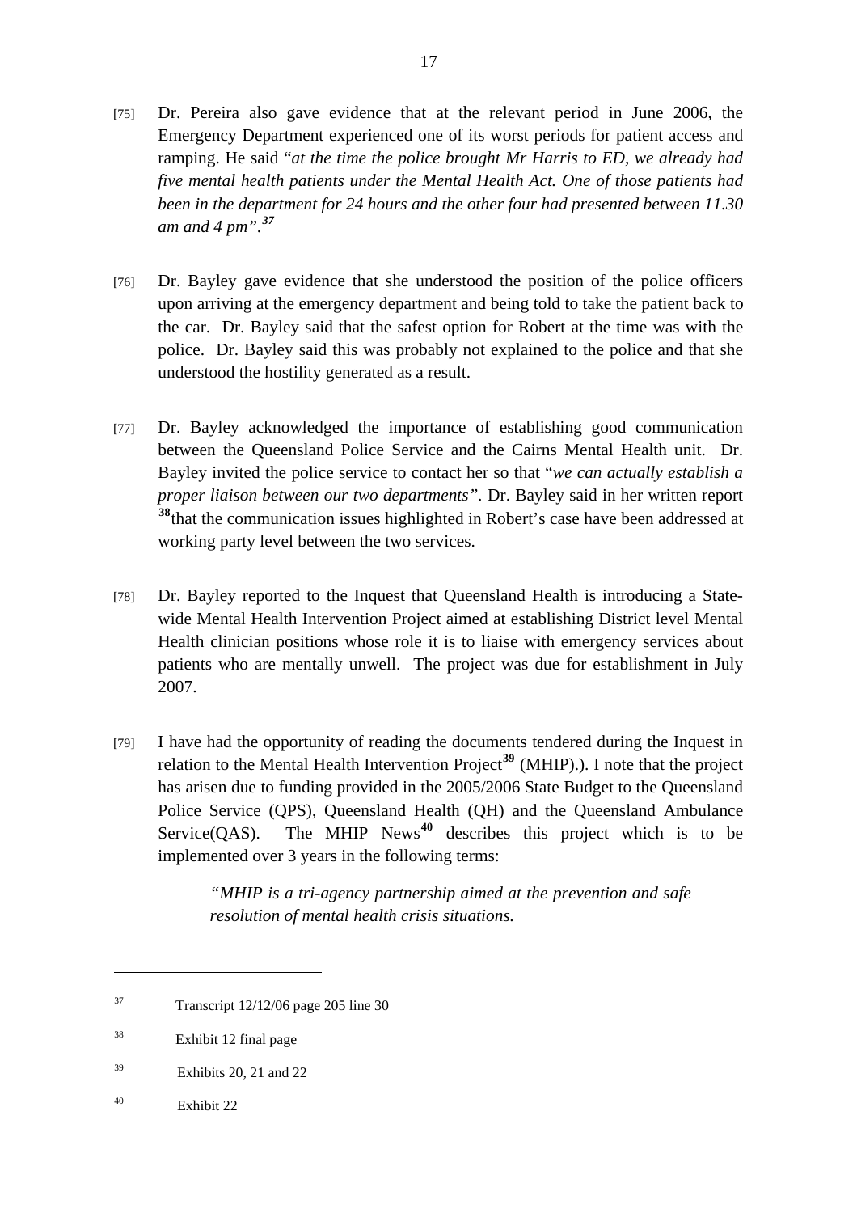[75] Dr. Pereira also gave evidence that at the relevant period in June 2006, the Emergency Department experienced one of its worst periods for patient access and ramping. He said "*at the time the police brought Mr Harris to ED, we already had five mental health patients under the Mental Health Act. One of those patients had been in the department for 24 hours and the other four had presented between 11.30 am and 4 pm*".[37]

[76] Dr. Bayley gave evidence that she understood the position of the police officers upon arriving at the emergency department and being told to take the patient back to the car. Dr. Bayley said that the safest option for Robert at the time was with the police. Dr. Bayley said this was probably not explained to the police and that she understood the hostility generated as a result.

[77] Dr. Bayley acknowledged the importance of establishing good communication between the Queensland Police Service and the Cairns Mental Health unit. Dr. Bayley invited the police service to contact her so that "*we can actually establish a proper liaison between our two departments*". Dr. Bayley said in her written report [38] that the communication issues highlighted in Robert's case have been addressed at working party level between the two services.

[78] Dr. Bayley reported to the Inquest that Queensland Health is introducing a State-wide Mental Health Intervention Project aimed at establishing District level Mental Health clinician positions whose role it is to liaise with emergency services about patients who are mentally unwell. The project was due for establishment in July 2007.

[79] I have had the opportunity of reading the documents tendered during the Inquest in relation to the Mental Health Intervention Project[39] (MHIP).). I note that the project has arisen due to funding provided in the 2005/2006 State Budget to the Queensland Police Service (QPS), Queensland Health (QH) and the Queensland Ambulance Service(QAS). The MHIP News[40] describes this project which is to be implemented over 3 years in the following terms:

> *"MHIP is a tri-agency partnership aimed at the prevention and safe resolution of mental health crisis situations.*

---

[37] Transcript 12/12/06 page 205 line 30

[38] Exhibit 12 final page

[39] Exhibits 20, 21 and 22

[40] Exhibit 22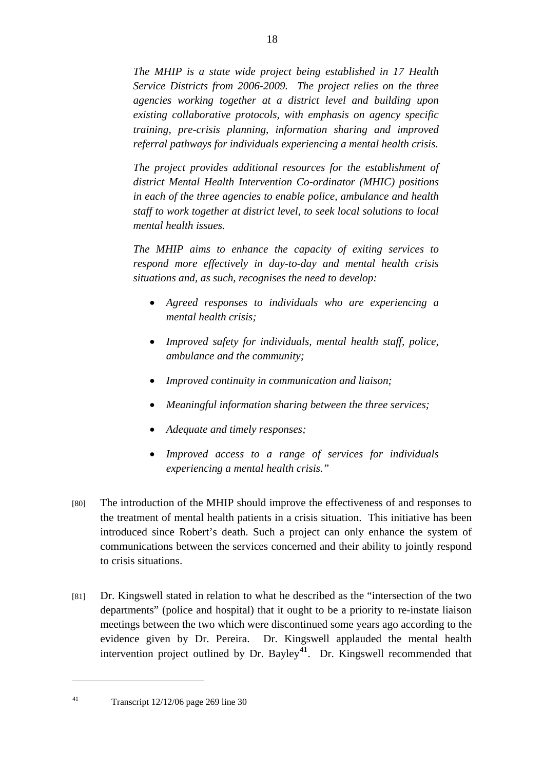*The MHIP is a state wide project being established in 17 Health Service Districts from 2006-2009. The project relies on the three agencies working together at a district level and building upon existing collaborative protocols, with emphasis on agency specific training, pre-crisis planning, information sharing and improved referral pathways for individuals experiencing a mental health crisis.*

*The project provides additional resources for the establishment of district Mental Health Intervention Co-ordinator (MHIC) positions in each of the three agencies to enable police, ambulance and health staff to work together at district level, to seek local solutions to local mental health issues.*

*The MHIP aims to enhance the capacity of exiting services to respond more effectively in day-to-day and mental health crisis situations and, as such, recognises the need to develop:*

- *Agreed responses to individuals who are experiencing a mental health crisis;*
- *Improved safety for individuals, mental health staff, police, ambulance and the community;*
- *Improved continuity in communication and liaison;*
- *Meaningful information sharing between the three services;*
- *Adequate and timely responses;*
- *Improved access to a range of services for individuals experiencing a mental health crisis."*

[80] The introduction of the MHIP should improve the effectiveness of and responses to the treatment of mental health patients in a crisis situation. This initiative has been introduced since Robert's death. Such a project can only enhance the system of communications between the services concerned and their ability to jointly respond to crisis situations.

[81] Dr. Kingswell stated in relation to what he described as the "intersection of the two departments" (police and hospital) that it ought to be a priority to re-instate liaison meetings between the two which were discontinued some years ago according to the evidence given by Dr. Pereira. Dr. Kingswell applauded the mental health intervention project outlined by Dr. Bayley[41]. Dr. Kingswell recommended that

[41] Transcript 12/12/06 page 269 line 30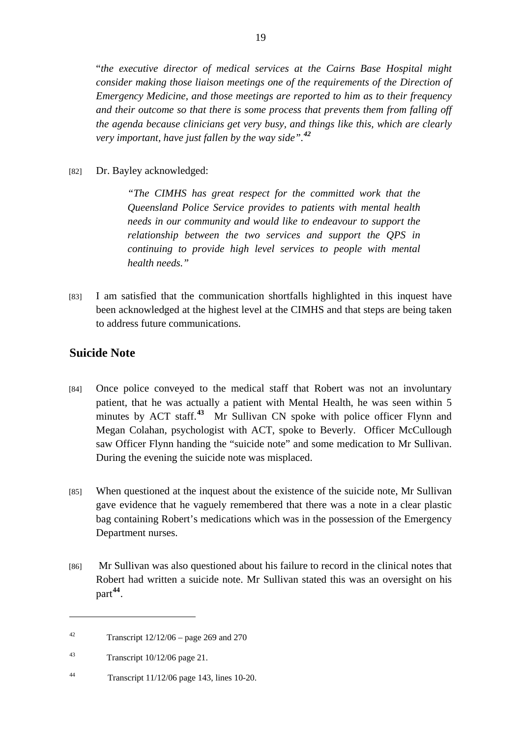"*the executive director of medical services at the Cairns Base Hospital might consider making those liaison meetings one of the requirements of the Direction of Emergency Medicine, and those meetings are reported to him as to their frequency and their outcome so that there is some process that prevents them from falling off the agenda because clinicians get very busy, and things like this, which are clearly very important, have just fallen by the way side".*[42]

[82] Dr. Bayley acknowledged:

> *"The CIMHS has great respect for the committed work that the Queensland Police Service provides to patients with mental health needs in our community and would like to endeavour to support the relationship between the two services and support the QPS in continuing to provide high level services to people with mental health needs."*

[83] I am satisfied that the communication shortfalls highlighted in this inquest have been acknowledged at the highest level at the CIMHS and that steps are being taken to address future communications.

## Suicide Note

[84] Once police conveyed to the medical staff that Robert was not an involuntary patient, that he was actually a patient with Mental Health, he was seen within 5 minutes by ACT staff.[43] Mr Sullivan CN spoke with police officer Flynn and Megan Colahan, psychologist with ACT, spoke to Beverly. Officer McCullough saw Officer Flynn handing the "suicide note" and some medication to Mr Sullivan. During the evening the suicide note was misplaced.

[85] When questioned at the inquest about the existence of the suicide note, Mr Sullivan gave evidence that he vaguely remembered that there was a note in a clear plastic bag containing Robert's medications which was in the possession of the Emergency Department nurses.

[86] Mr Sullivan was also questioned about his failure to record in the clinical notes that Robert had written a suicide note. Mr Sullivan stated this was an oversight on his part[44].

---

[42] Transcript 12/12/06 – page 269 and 270

[43] Transcript 10/12/06 page 21.

[44] Transcript 11/12/06 page 143, lines 10-20.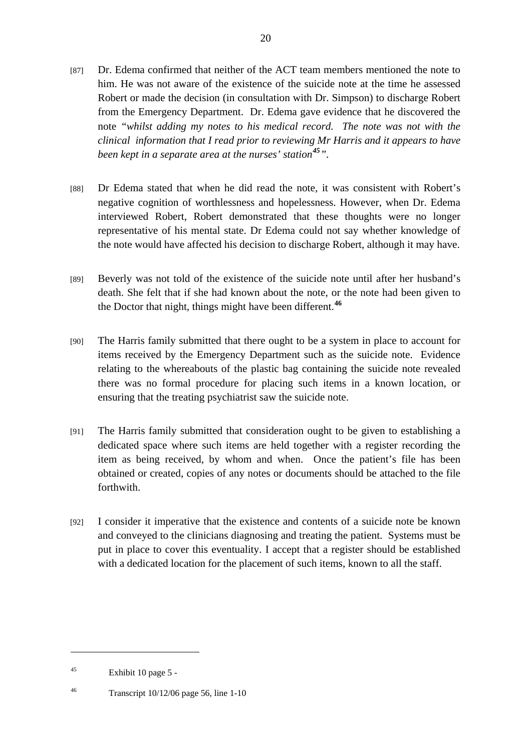[87] Dr. Edema confirmed that neither of the ACT team members mentioned the note to him. He was not aware of the existence of the suicide note at the time he assessed Robert or made the decision (in consultation with Dr. Simpson) to discharge Robert from the Emergency Department. Dr. Edema gave evidence that he discovered the note *"whilst adding my notes to his medical record. The note was not with the clinical information that I read prior to reviewing Mr Harris and it appears to have been kept in a separate area at the nurses' station*[45]*"*.

[88] Dr Edema stated that when he did read the note, it was consistent with Robert's negative cognition of worthlessness and hopelessness. However, when Dr. Edema interviewed Robert, Robert demonstrated that these thoughts were no longer representative of his mental state. Dr Edema could not say whether knowledge of the note would have affected his decision to discharge Robert, although it may have.

[89] Beverly was not told of the existence of the suicide note until after her husband's death. She felt that if she had known about the note, or the note had been given to the Doctor that night, things might have been different.[46]

[90] The Harris family submitted that there ought to be a system in place to account for items received by the Emergency Department such as the suicide note. Evidence relating to the whereabouts of the plastic bag containing the suicide note revealed there was no formal procedure for placing such items in a known location, or ensuring that the treating psychiatrist saw the suicide note.

[91] The Harris family submitted that consideration ought to be given to establishing a dedicated space where such items are held together with a register recording the item as being received, by whom and when. Once the patient's file has been obtained or created, copies of any notes or documents should be attached to the file forthwith.

[92] I consider it imperative that the existence and contents of a suicide note be known and conveyed to the clinicians diagnosing and treating the patient. Systems must be put in place to cover this eventuality. I accept that a register should be established with a dedicated location for the placement of such items, known to all the staff.

---

[45] Exhibit 10 page 5 -

[46] Transcript 10/12/06 page 56, line 1-10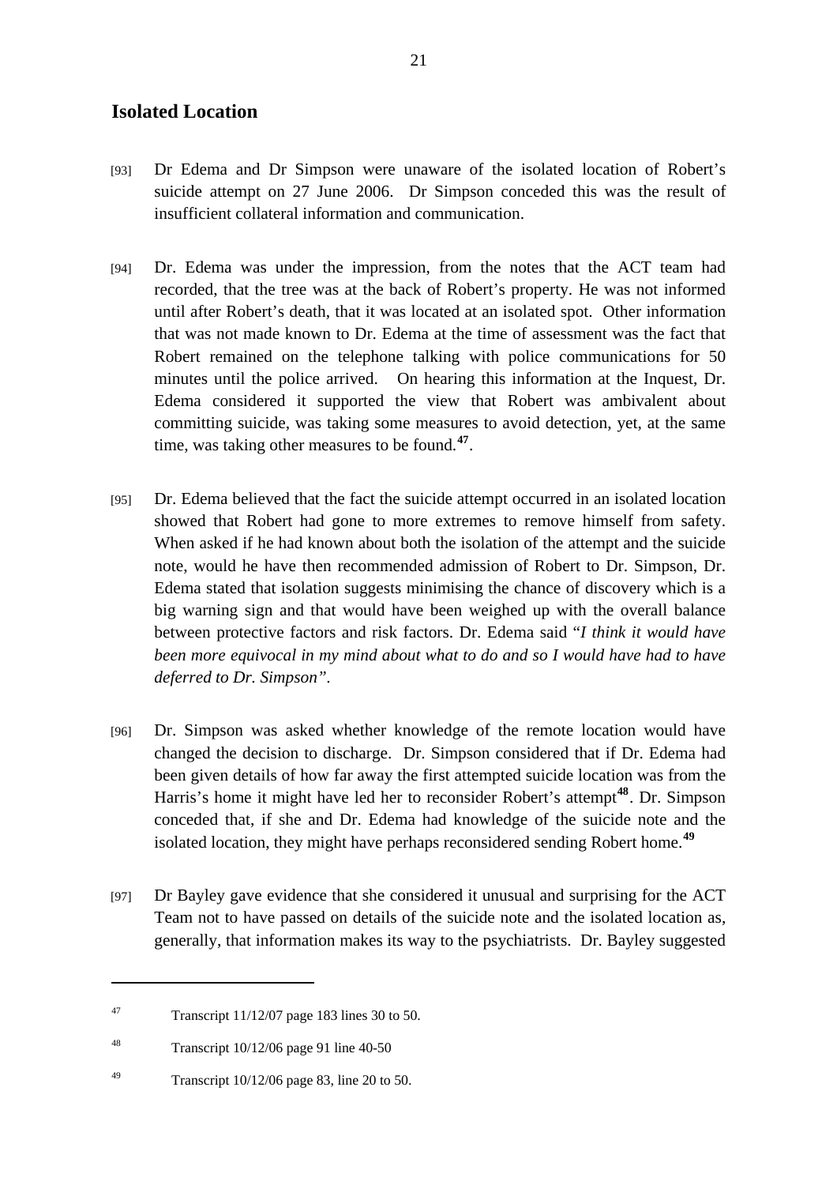## Isolated Location

[93] Dr Edema and Dr Simpson were unaware of the isolated location of Robert's suicide attempt on 27 June 2006. Dr Simpson conceded this was the result of insufficient collateral information and communication.

[94] Dr. Edema was under the impression, from the notes that the ACT team had recorded, that the tree was at the back of Robert's property. He was not informed until after Robert's death, that it was located at an isolated spot. Other information that was not made known to Dr. Edema at the time of assessment was the fact that Robert remained on the telephone talking with police communications for 50 minutes until the police arrived. On hearing this information at the Inquest, Dr. Edema considered it supported the view that Robert was ambivalent about committing suicide, was taking some measures to avoid detection, yet, at the same time, was taking other measures to be found.[47].

[95] Dr. Edema believed that the fact the suicide attempt occurred in an isolated location showed that Robert had gone to more extremes to remove himself from safety. When asked if he had known about both the isolation of the attempt and the suicide note, would he have then recommended admission of Robert to Dr. Simpson, Dr. Edema stated that isolation suggests minimising the chance of discovery which is a big warning sign and that would have been weighed up with the overall balance between protective factors and risk factors. Dr. Edema said "*I think it would have been more equivocal in my mind about what to do and so I would have had to have deferred to Dr. Simpson".*

[96] Dr. Simpson was asked whether knowledge of the remote location would have changed the decision to discharge. Dr. Simpson considered that if Dr. Edema had been given details of how far away the first attempted suicide location was from the Harris's home it might have led her to reconsider Robert's attempt[48]. Dr. Simpson conceded that, if she and Dr. Edema had knowledge of the suicide note and the isolated location, they might have perhaps reconsidered sending Robert home.[49]

[97] Dr Bayley gave evidence that she considered it unusual and surprising for the ACT Team not to have passed on details of the suicide note and the isolated location as, generally, that information makes its way to the psychiatrists. Dr. Bayley suggested

---

[47] Transcript 11/12/07 page 183 lines 30 to 50.

[48] Transcript 10/12/06 page 91 line 40-50

[49] Transcript 10/12/06 page 83, line 20 to 50.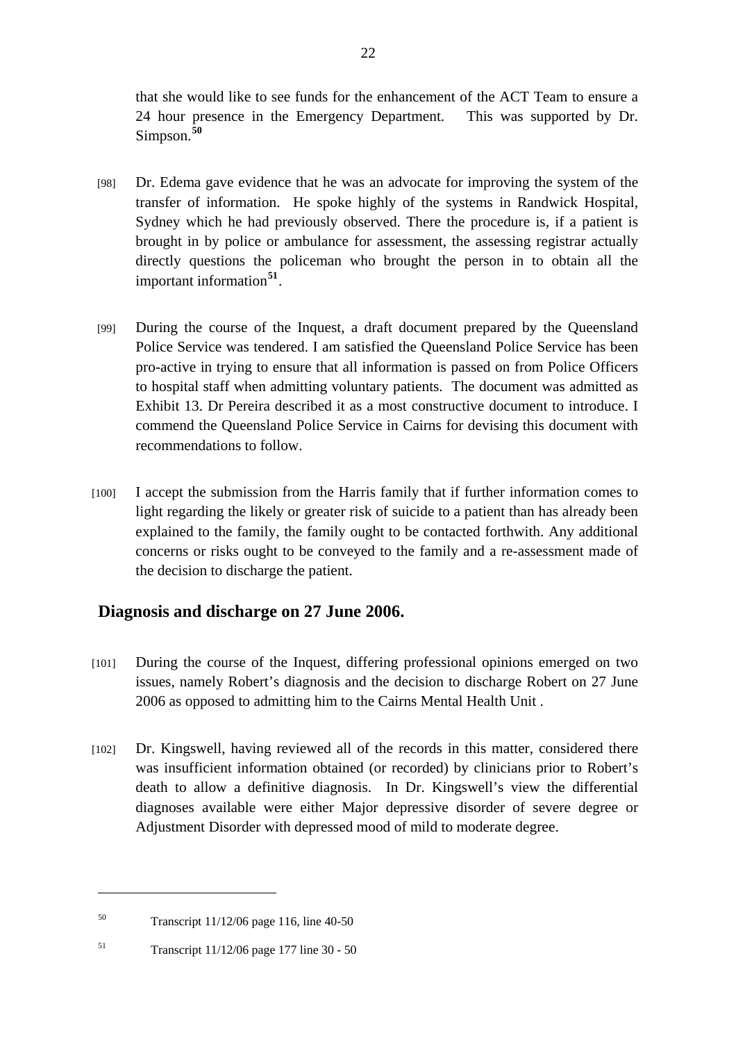that she would like to see funds for the enhancement of the ACT Team to ensure a 24 hour presence in the Emergency Department. This was supported by Dr. Simpson.[50]

[98] Dr. Edema gave evidence that he was an advocate for improving the system of the transfer of information. He spoke highly of the systems in Randwick Hospital, Sydney which he had previously observed. There the procedure is, if a patient is brought in by police or ambulance for assessment, the assessing registrar actually directly questions the policeman who brought the person in to obtain all the important information[51].

[99] During the course of the Inquest, a draft document prepared by the Queensland Police Service was tendered. I am satisfied the Queensland Police Service has been pro-active in trying to ensure that all information is passed on from Police Officers to hospital staff when admitting voluntary patients. The document was admitted as Exhibit 13. Dr Pereira described it as a most constructive document to introduce. I commend the Queensland Police Service in Cairns for devising this document with recommendations to follow.

[100] I accept the submission from the Harris family that if further information comes to light regarding the likely or greater risk of suicide to a patient than has already been explained to the family, the family ought to be contacted forthwith. Any additional concerns or risks ought to be conveyed to the family and a re-assessment made of the decision to discharge the patient.

## Diagnosis and discharge on 27 June 2006.

[101] During the course of the Inquest, differing professional opinions emerged on two issues, namely Robert's diagnosis and the decision to discharge Robert on 27 June 2006 as opposed to admitting him to the Cairns Mental Health Unit .

[102] Dr. Kingswell, having reviewed all of the records in this matter, considered there was insufficient information obtained (or recorded) by clinicians prior to Robert's death to allow a definitive diagnosis. In Dr. Kingswell's view the differential diagnoses available were either Major depressive disorder of severe degree or Adjustment Disorder with depressed mood of mild to moderate degree.

---

[50] Transcript 11/12/06 page 116, line 40-50

[51] Transcript 11/12/06 page 177 line 30 - 50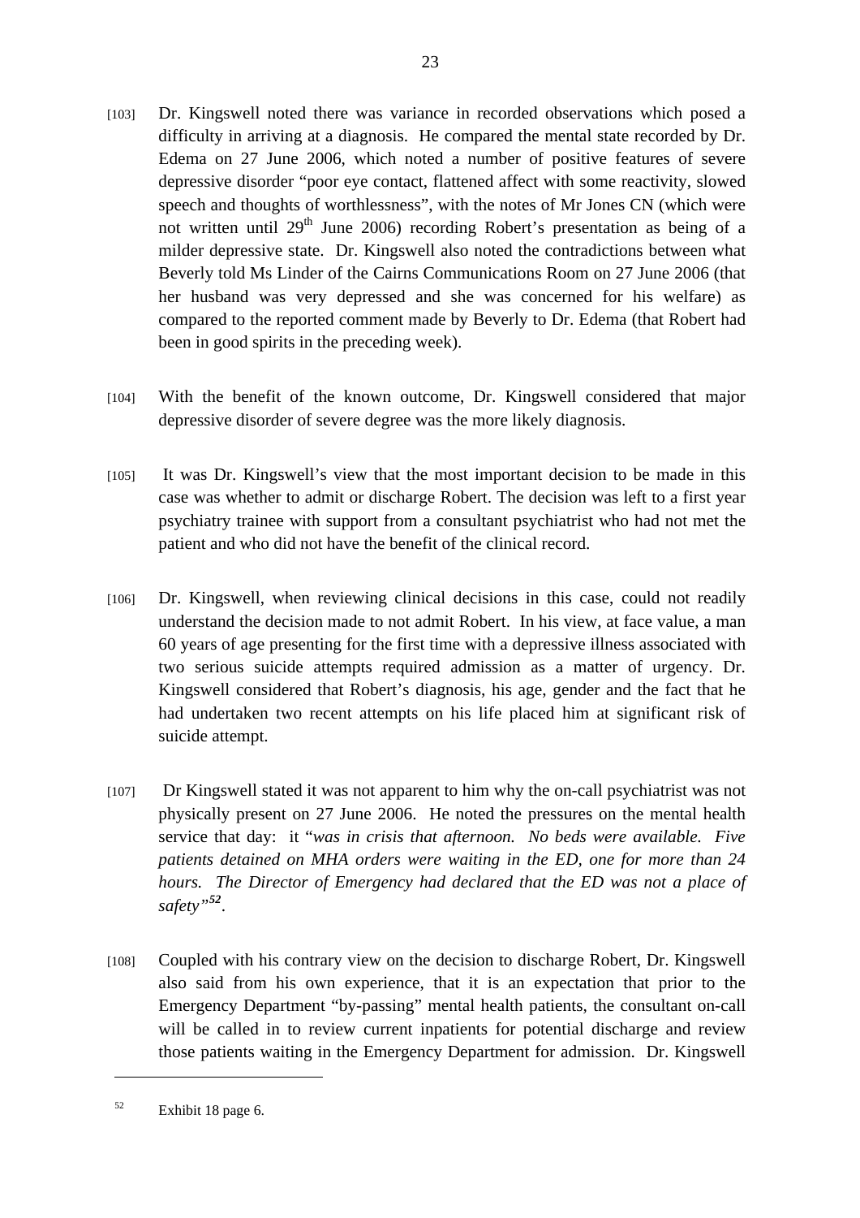[103] Dr. Kingswell noted there was variance in recorded observations which posed a difficulty in arriving at a diagnosis. He compared the mental state recorded by Dr. Edema on 27 June 2006, which noted a number of positive features of severe depressive disorder "poor eye contact, flattened affect with some reactivity, slowed speech and thoughts of worthlessness", with the notes of Mr Jones CN (which were not written until 29th June 2006) recording Robert's presentation as being of a milder depressive state. Dr. Kingswell also noted the contradictions between what Beverly told Ms Linder of the Cairns Communications Room on 27 June 2006 (that her husband was very depressed and she was concerned for his welfare) as compared to the reported comment made by Beverly to Dr. Edema (that Robert had been in good spirits in the preceding week).

[104] With the benefit of the known outcome, Dr. Kingswell considered that major depressive disorder of severe degree was the more likely diagnosis.

[105] It was Dr. Kingswell's view that the most important decision to be made in this case was whether to admit or discharge Robert. The decision was left to a first year psychiatry trainee with support from a consultant psychiatrist who had not met the patient and who did not have the benefit of the clinical record.

[106] Dr. Kingswell, when reviewing clinical decisions in this case, could not readily understand the decision made to not admit Robert. In his view, at face value, a man 60 years of age presenting for the first time with a depressive illness associated with two serious suicide attempts required admission as a matter of urgency. Dr. Kingswell considered that Robert's diagnosis, his age, gender and the fact that he had undertaken two recent attempts on his life placed him at significant risk of suicide attempt.

[107] Dr Kingswell stated it was not apparent to him why the on-call psychiatrist was not physically present on 27 June 2006. He noted the pressures on the mental health service that day: it "*was in crisis that afternoon. No beds were available. Five patients detained on MHA orders were waiting in the ED, one for more than 24 hours. The Director of Emergency had declared that the ED was not a place of safety*"[52].

[108] Coupled with his contrary view on the decision to discharge Robert, Dr. Kingswell also said from his own experience, that it is an expectation that prior to the Emergency Department "by-passing" mental health patients, the consultant on-call will be called in to review current inpatients for potential discharge and review those patients waiting in the Emergency Department for admission. Dr. Kingswell

---

[52] Exhibit 18 page 6.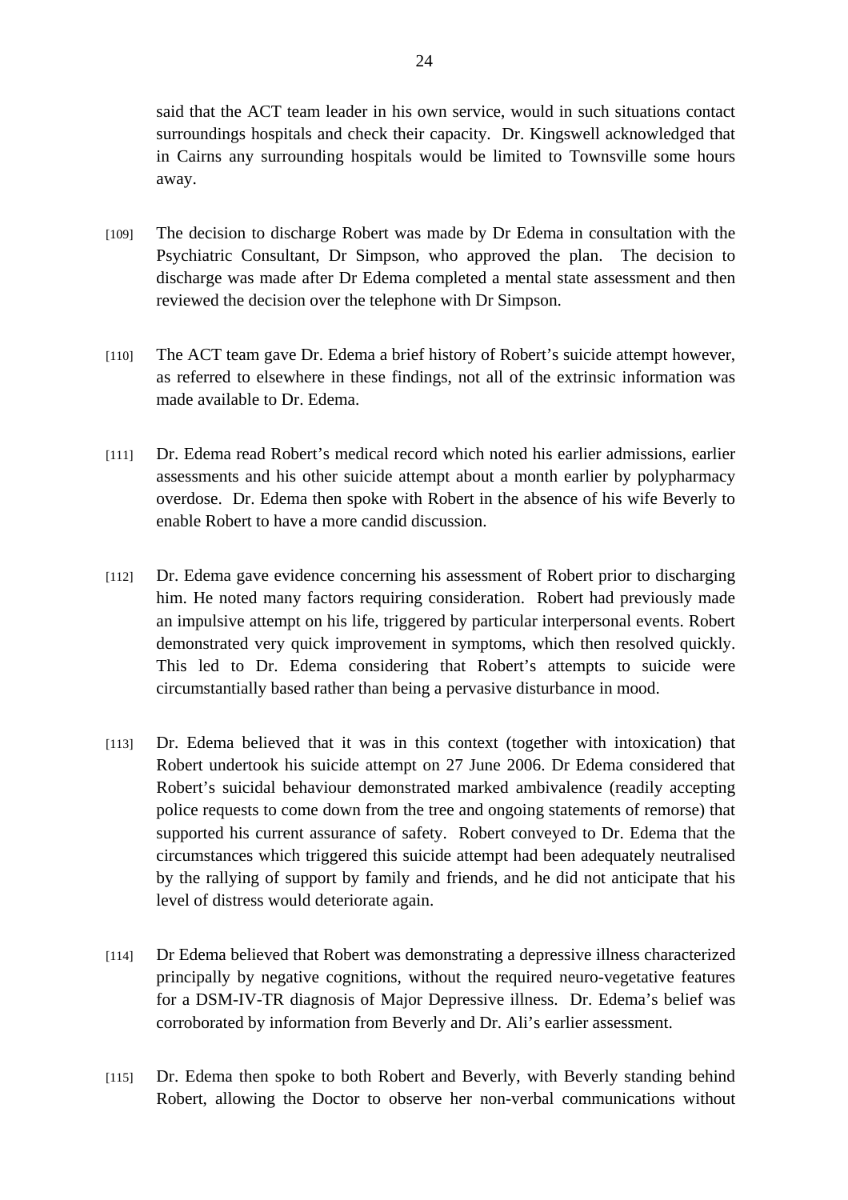said that the ACT team leader in his own service, would in such situations contact surroundings hospitals and check their capacity. Dr. Kingswell acknowledged that in Cairns any surrounding hospitals would be limited to Townsville some hours away.

[109] The decision to discharge Robert was made by Dr Edema in consultation with the Psychiatric Consultant, Dr Simpson, who approved the plan. The decision to discharge was made after Dr Edema completed a mental state assessment and then reviewed the decision over the telephone with Dr Simpson.

[110] The ACT team gave Dr. Edema a brief history of Robert's suicide attempt however, as referred to elsewhere in these findings, not all of the extrinsic information was made available to Dr. Edema.

[111] Dr. Edema read Robert's medical record which noted his earlier admissions, earlier assessments and his other suicide attempt about a month earlier by polypharmacy overdose. Dr. Edema then spoke with Robert in the absence of his wife Beverly to enable Robert to have a more candid discussion.

[112] Dr. Edema gave evidence concerning his assessment of Robert prior to discharging him. He noted many factors requiring consideration. Robert had previously made an impulsive attempt on his life, triggered by particular interpersonal events. Robert demonstrated very quick improvement in symptoms, which then resolved quickly. This led to Dr. Edema considering that Robert's attempts to suicide were circumstantially based rather than being a pervasive disturbance in mood.

[113] Dr. Edema believed that it was in this context (together with intoxication) that Robert undertook his suicide attempt on 27 June 2006. Dr Edema considered that Robert's suicidal behaviour demonstrated marked ambivalence (readily accepting police requests to come down from the tree and ongoing statements of remorse) that supported his current assurance of safety. Robert conveyed to Dr. Edema that the circumstances which triggered this suicide attempt had been adequately neutralised by the rallying of support by family and friends, and he did not anticipate that his level of distress would deteriorate again.

[114] Dr Edema believed that Robert was demonstrating a depressive illness characterized principally by negative cognitions, without the required neuro-vegetative features for a DSM-IV-TR diagnosis of Major Depressive illness. Dr. Edema's belief was corroborated by information from Beverly and Dr. Ali's earlier assessment.

[115] Dr. Edema then spoke to both Robert and Beverly, with Beverly standing behind Robert, allowing the Doctor to observe her non-verbal communications without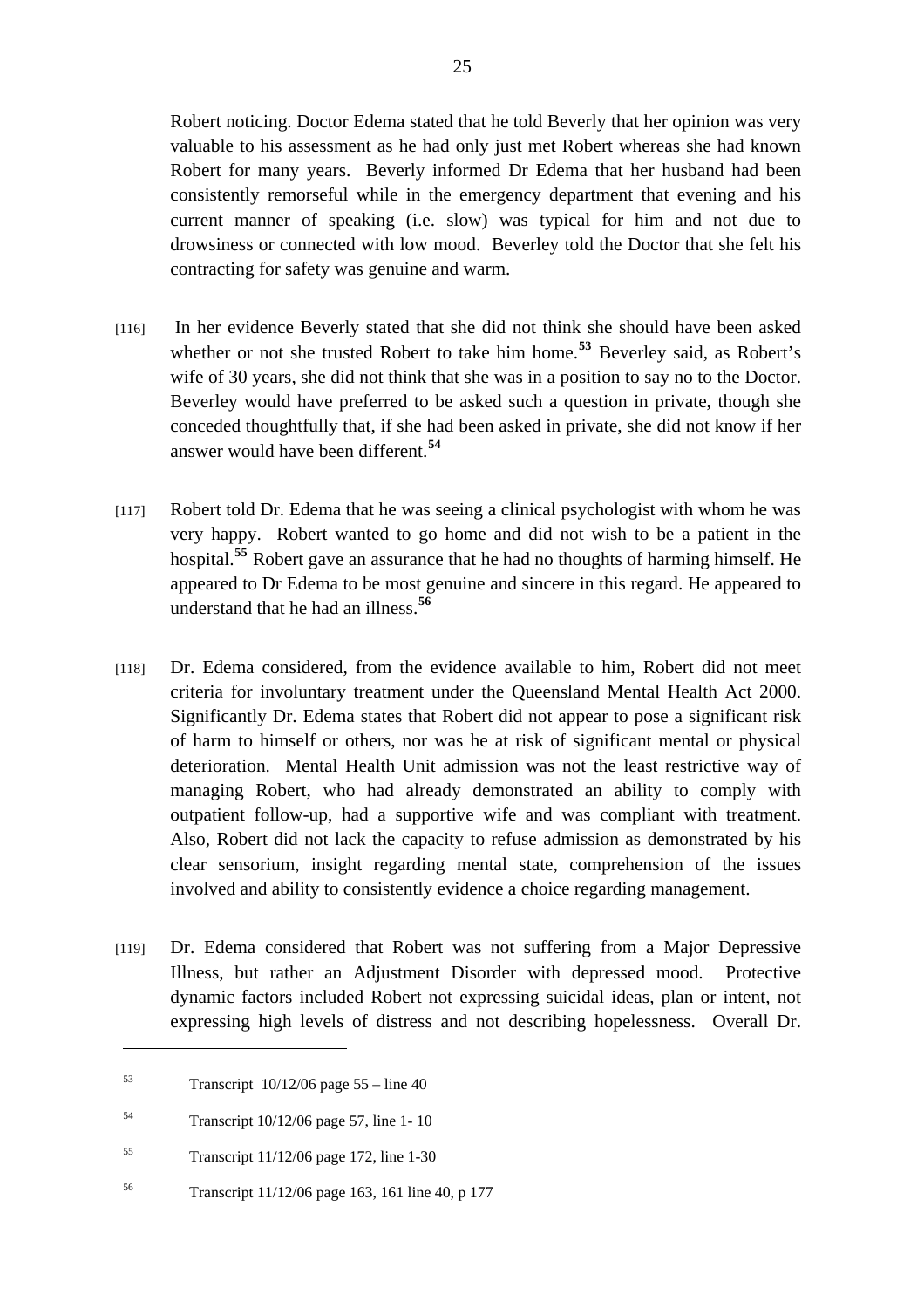Robert noticing. Doctor Edema stated that he told Beverly that her opinion was very valuable to his assessment as he had only just met Robert whereas she had known Robert for many years. Beverly informed Dr Edema that her husband had been consistently remorseful while in the emergency department that evening and his current manner of speaking (i.e. slow) was typical for him and not due to drowsiness or connected with low mood. Beverley told the Doctor that she felt his contracting for safety was genuine and warm.

[116] In her evidence Beverly stated that she did not think she should have been asked whether or not she trusted Robert to take him home.[53] Beverley said, as Robert's wife of 30 years, she did not think that she was in a position to say no to the Doctor. Beverley would have preferred to be asked such a question in private, though she conceded thoughtfully that, if she had been asked in private, she did not know if her answer would have been different.[54]

[117] Robert told Dr. Edema that he was seeing a clinical psychologist with whom he was very happy. Robert wanted to go home and did not wish to be a patient in the hospital.[55] Robert gave an assurance that he had no thoughts of harming himself. He appeared to Dr Edema to be most genuine and sincere in this regard. He appeared to understand that he had an illness.[56]

[118] Dr. Edema considered, from the evidence available to him, Robert did not meet criteria for involuntary treatment under the Queensland Mental Health Act 2000. Significantly Dr. Edema states that Robert did not appear to pose a significant risk of harm to himself or others, nor was he at risk of significant mental or physical deterioration. Mental Health Unit admission was not the least restrictive way of managing Robert, who had already demonstrated an ability to comply with outpatient follow-up, had a supportive wife and was compliant with treatment. Also, Robert did not lack the capacity to refuse admission as demonstrated by his clear sensorium, insight regarding mental state, comprehension of the issues involved and ability to consistently evidence a choice regarding management.

[119] Dr. Edema considered that Robert was not suffering from a Major Depressive Illness, but rather an Adjustment Disorder with depressed mood. Protective dynamic factors included Robert not expressing suicidal ideas, plan or intent, not expressing high levels of distress and not describing hopelessness. Overall Dr.

---

[53] Transcript 10/12/06 page 55 – line 40

[54] Transcript 10/12/06 page 57, line 1- 10

[55] Transcript 11/12/06 page 172, line 1-30

[56] Transcript 11/12/06 page 163, 161 line 40, p 177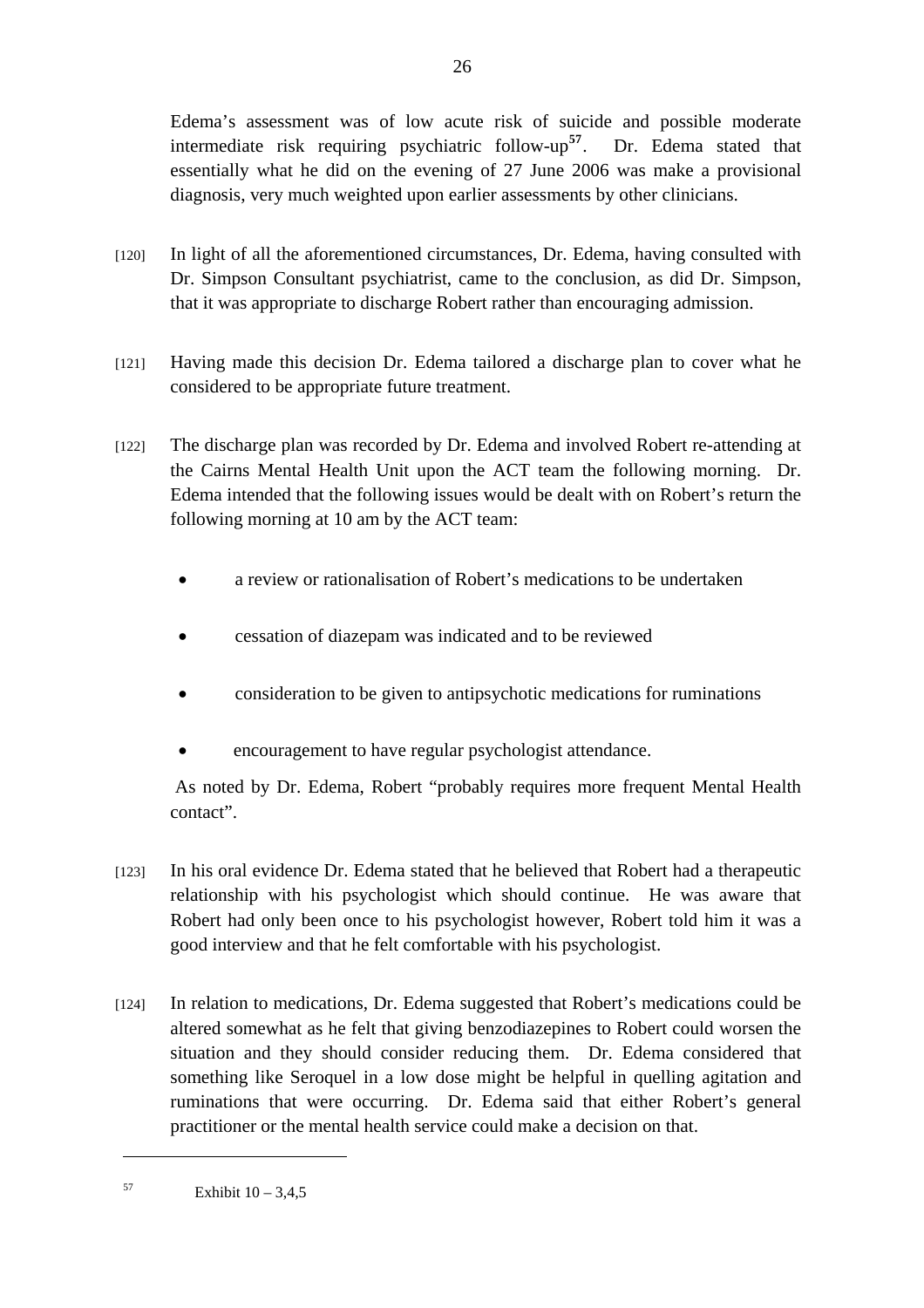Edema's assessment was of low acute risk of suicide and possible moderate intermediate risk requiring psychiatric follow-up[57]. Dr. Edema stated that essentially what he did on the evening of 27 June 2006 was make a provisional diagnosis, very much weighted upon earlier assessments by other clinicians.

[120] In light of all the aforementioned circumstances, Dr. Edema, having consulted with Dr. Simpson Consultant psychiatrist, came to the conclusion, as did Dr. Simpson, that it was appropriate to discharge Robert rather than encouraging admission.

[121] Having made this decision Dr. Edema tailored a discharge plan to cover what he considered to be appropriate future treatment.

[122] The discharge plan was recorded by Dr. Edema and involved Robert re-attending at the Cairns Mental Health Unit upon the ACT team the following morning. Dr. Edema intended that the following issues would be dealt with on Robert's return the following morning at 10 am by the ACT team:

- a review or rationalisation of Robert's medications to be undertaken
- cessation of diazepam was indicated and to be reviewed
- consideration to be given to antipsychotic medications for ruminations
- encouragement to have regular psychologist attendance.

As noted by Dr. Edema, Robert "probably requires more frequent Mental Health contact".

[123] In his oral evidence Dr. Edema stated that he believed that Robert had a therapeutic relationship with his psychologist which should continue. He was aware that Robert had only been once to his psychologist however, Robert told him it was a good interview and that he felt comfortable with his psychologist.

[124] In relation to medications, Dr. Edema suggested that Robert's medications could be altered somewhat as he felt that giving benzodiazepines to Robert could worsen the situation and they should consider reducing them. Dr. Edema considered that something like Seroquel in a low dose might be helpful in quelling agitation and ruminations that were occurring. Dr. Edema said that either Robert's general practitioner or the mental health service could make a decision on that.

---

[57] Exhibit 10 – 3,4,5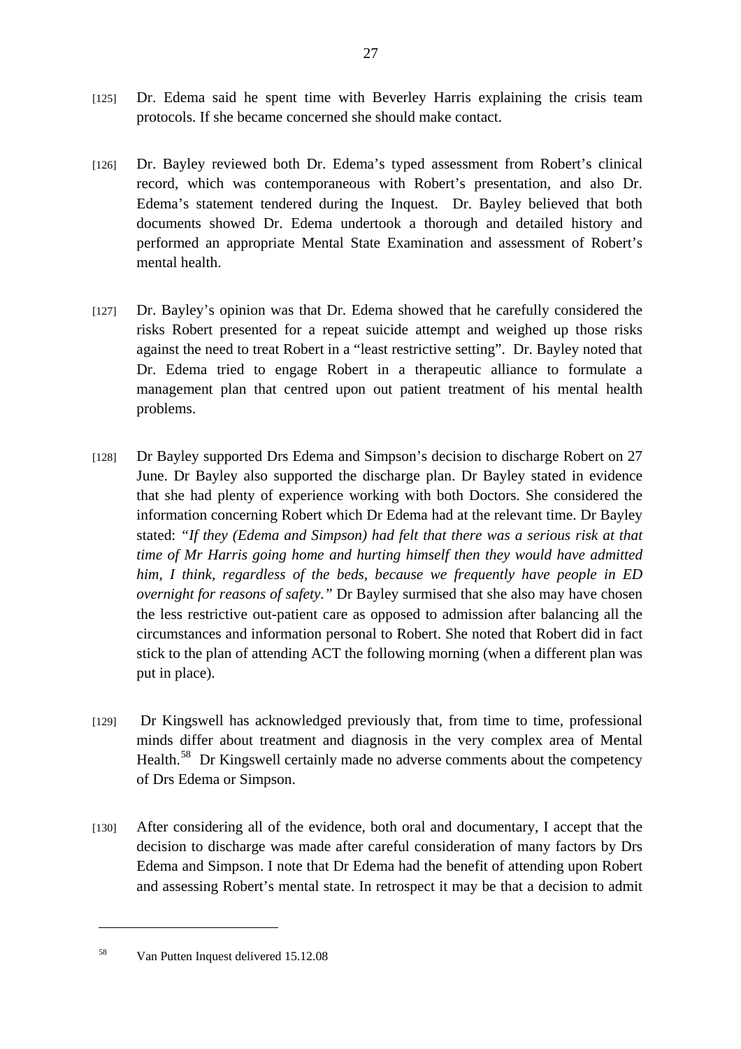[125] Dr. Edema said he spent time with Beverley Harris explaining the crisis team protocols. If she became concerned she should make contact.

[126] Dr. Bayley reviewed both Dr. Edema's typed assessment from Robert's clinical record, which was contemporaneous with Robert's presentation, and also Dr. Edema's statement tendered during the Inquest. Dr. Bayley believed that both documents showed Dr. Edema undertook a thorough and detailed history and performed an appropriate Mental State Examination and assessment of Robert's mental health.

[127] Dr. Bayley's opinion was that Dr. Edema showed that he carefully considered the risks Robert presented for a repeat suicide attempt and weighed up those risks against the need to treat Robert in a "least restrictive setting". Dr. Bayley noted that Dr. Edema tried to engage Robert in a therapeutic alliance to formulate a management plan that centred upon out patient treatment of his mental health problems.

[128] Dr Bayley supported Drs Edema and Simpson's decision to discharge Robert on 27 June. Dr Bayley also supported the discharge plan. Dr Bayley stated in evidence that she had plenty of experience working with both Doctors. She considered the information concerning Robert which Dr Edema had at the relevant time. Dr Bayley stated: *"If they (Edema and Simpson) had felt that there was a serious risk at that time of Mr Harris going home and hurting himself then they would have admitted him, I think, regardless of the beds, because we frequently have people in ED overnight for reasons of safety."* Dr Bayley surmised that she also may have chosen the less restrictive out-patient care as opposed to admission after balancing all the circumstances and information personal to Robert. She noted that Robert did in fact stick to the plan of attending ACT the following morning (when a different plan was put in place).

[129] Dr Kingswell has acknowledged previously that, from time to time, professional minds differ about treatment and diagnosis in the very complex area of Mental Health.[58] Dr Kingswell certainly made no adverse comments about the competency of Drs Edema or Simpson.

[130] After considering all of the evidence, both oral and documentary, I accept that the decision to discharge was made after careful consideration of many factors by Drs Edema and Simpson. I note that Dr Edema had the benefit of attending upon Robert and assessing Robert's mental state. In retrospect it may be that a decision to admit

---

[58] Van Putten Inquest delivered 15.12.08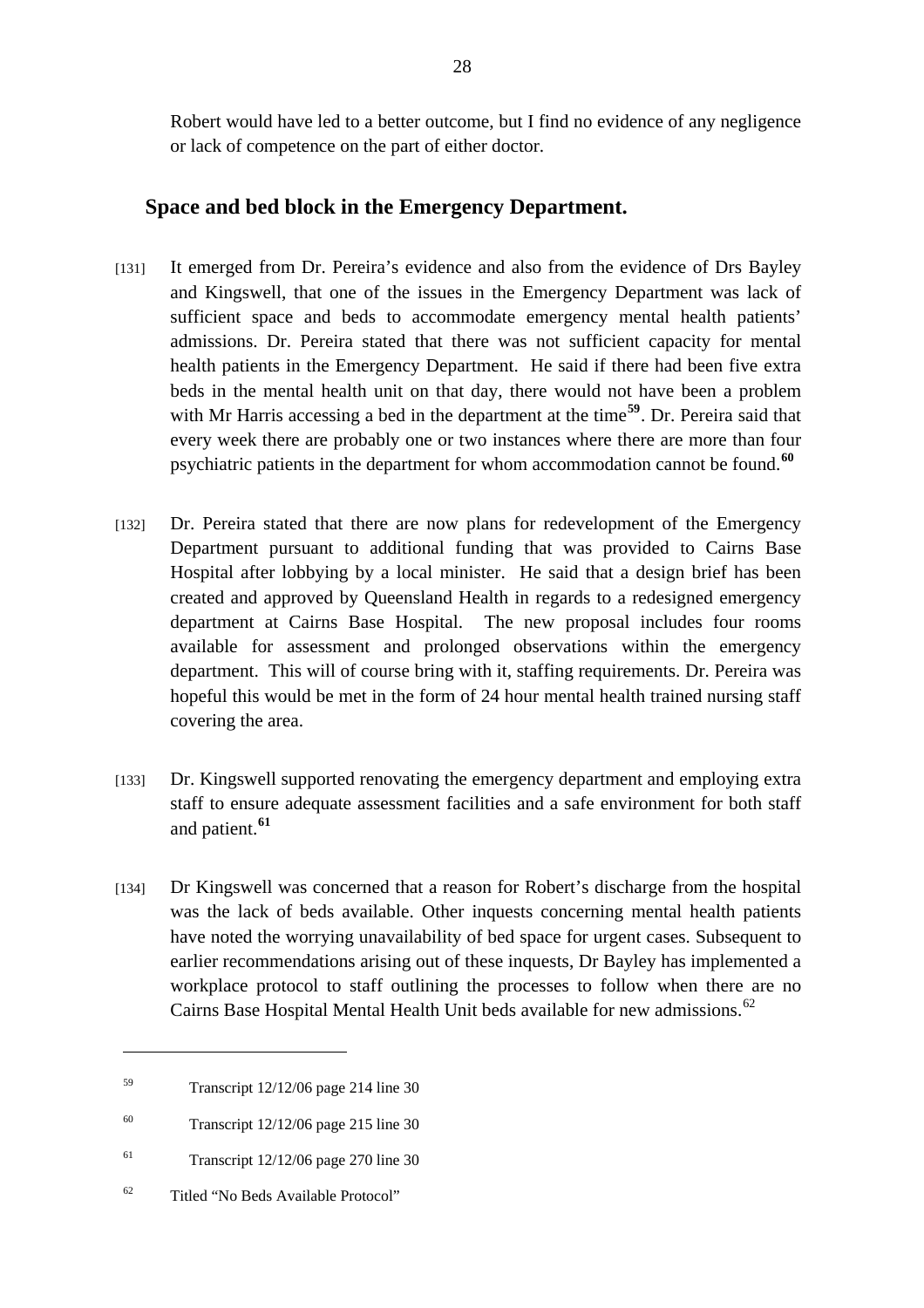Robert would have led to a better outcome, but I find no evidence of any negligence or lack of competence on the part of either doctor.

## Space and bed block in the Emergency Department.

[131] It emerged from Dr. Pereira's evidence and also from the evidence of Drs Bayley and Kingswell, that one of the issues in the Emergency Department was lack of sufficient space and beds to accommodate emergency mental health patients' admissions. Dr. Pereira stated that there was not sufficient capacity for mental health patients in the Emergency Department. He said if there had been five extra beds in the mental health unit on that day, there would not have been a problem with Mr Harris accessing a bed in the department at the time[59]. Dr. Pereira said that every week there are probably one or two instances where there are more than four psychiatric patients in the department for whom accommodation cannot be found.[60]

[132] Dr. Pereira stated that there are now plans for redevelopment of the Emergency Department pursuant to additional funding that was provided to Cairns Base Hospital after lobbying by a local minister. He said that a design brief has been created and approved by Queensland Health in regards to a redesigned emergency department at Cairns Base Hospital. The new proposal includes four rooms available for assessment and prolonged observations within the emergency department. This will of course bring with it, staffing requirements. Dr. Pereira was hopeful this would be met in the form of 24 hour mental health trained nursing staff covering the area.

[133] Dr. Kingswell supported renovating the emergency department and employing extra staff to ensure adequate assessment facilities and a safe environment for both staff and patient.[61]

[134] Dr Kingswell was concerned that a reason for Robert's discharge from the hospital was the lack of beds available. Other inquests concerning mental health patients have noted the worrying unavailability of bed space for urgent cases. Subsequent to earlier recommendations arising out of these inquests, Dr Bayley has implemented a workplace protocol to staff outlining the processes to follow when there are no Cairns Base Hospital Mental Health Unit beds available for new admissions.[62]

---

[59] Transcript 12/12/06 page 214 line 30

[60] Transcript 12/12/06 page 215 line 30

[61] Transcript 12/12/06 page 270 line 30

[62] Titled "No Beds Available Protocol"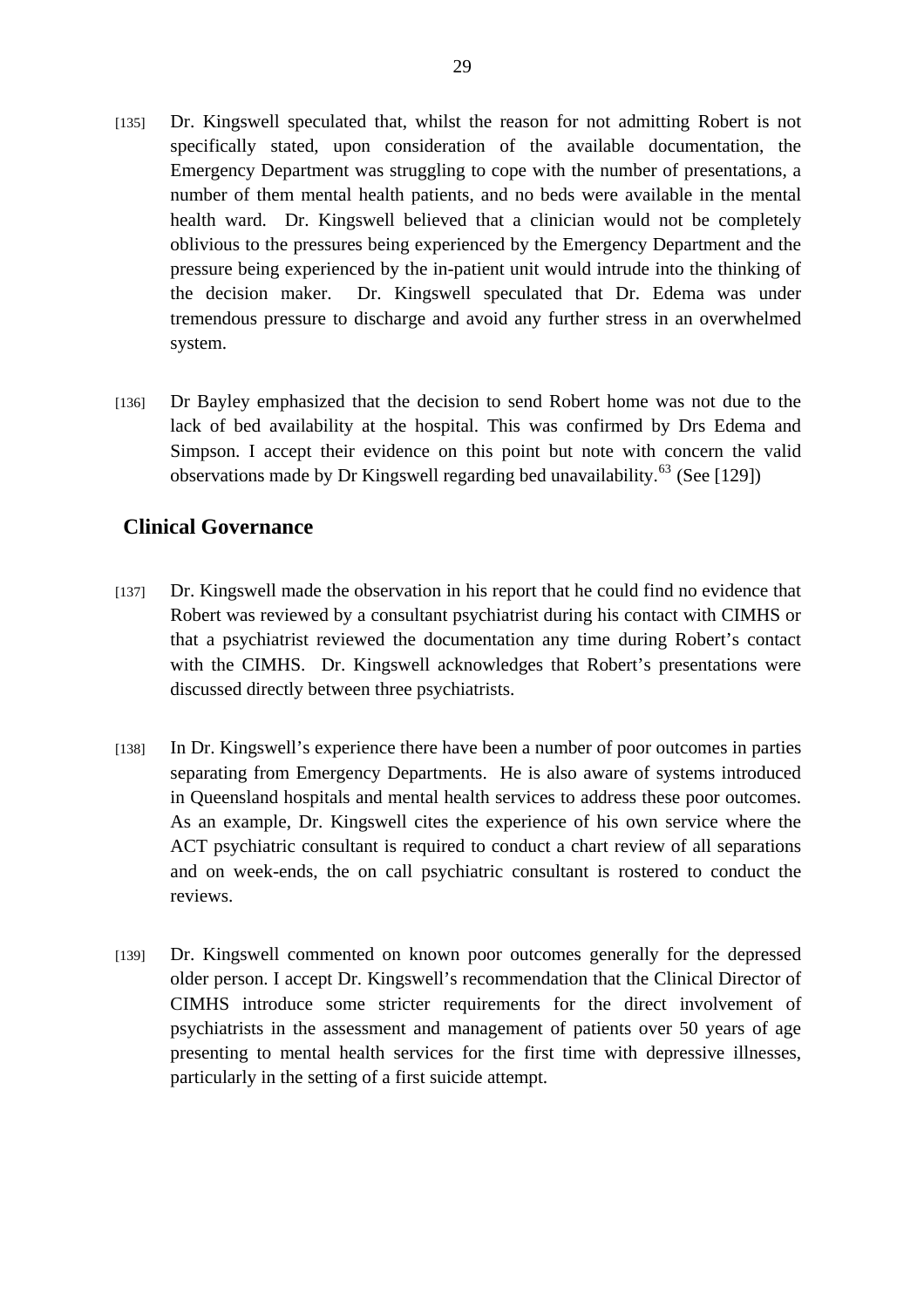[135] Dr. Kingswell speculated that, whilst the reason for not admitting Robert is not specifically stated, upon consideration of the available documentation, the Emergency Department was struggling to cope with the number of presentations, a number of them mental health patients, and no beds were available in the mental health ward. Dr. Kingswell believed that a clinician would not be completely oblivious to the pressures being experienced by the Emergency Department and the pressure being experienced by the in-patient unit would intrude into the thinking of the decision maker. Dr. Kingswell speculated that Dr. Edema was under tremendous pressure to discharge and avoid any further stress in an overwhelmed system.

[136] Dr Bayley emphasized that the decision to send Robert home was not due to the lack of bed availability at the hospital. This was confirmed by Drs Edema and Simpson. I accept their evidence on this point but note with concern the valid observations made by Dr Kingswell regarding bed unavailability.[63] (See [129])

## Clinical Governance

[137] Dr. Kingswell made the observation in his report that he could find no evidence that Robert was reviewed by a consultant psychiatrist during his contact with CIMHS or that a psychiatrist reviewed the documentation any time during Robert's contact with the CIMHS. Dr. Kingswell acknowledges that Robert's presentations were discussed directly between three psychiatrists.

[138] In Dr. Kingswell's experience there have been a number of poor outcomes in parties separating from Emergency Departments. He is also aware of systems introduced in Queensland hospitals and mental health services to address these poor outcomes. As an example, Dr. Kingswell cites the experience of his own service where the ACT psychiatric consultant is required to conduct a chart review of all separations and on week-ends, the on call psychiatric consultant is rostered to conduct the reviews.

[139] Dr. Kingswell commented on known poor outcomes generally for the depressed older person. I accept Dr. Kingswell's recommendation that the Clinical Director of CIMHS introduce some stricter requirements for the direct involvement of psychiatrists in the assessment and management of patients over 50 years of age presenting to mental health services for the first time with depressive illnesses, particularly in the setting of a first suicide attempt.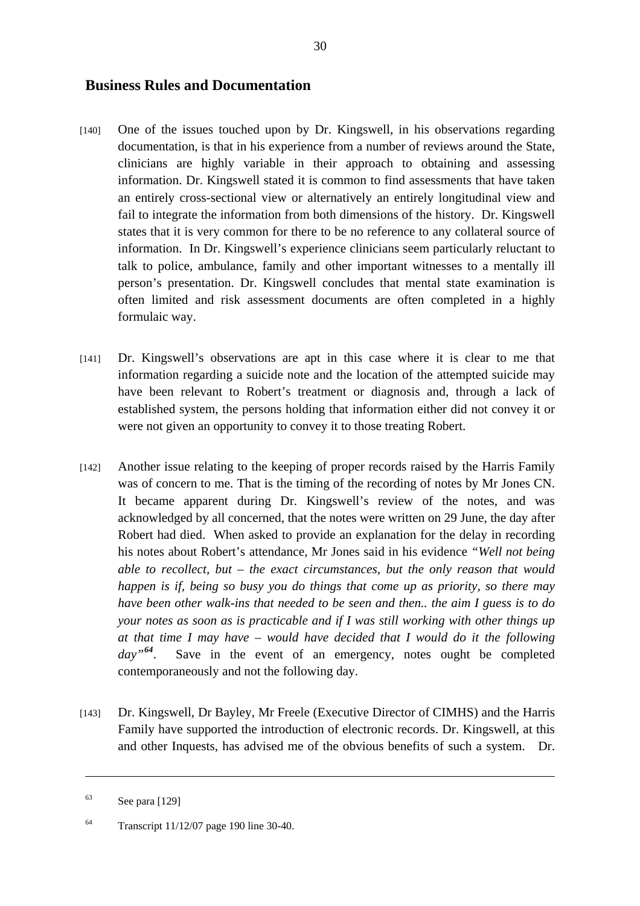## Business Rules and Documentation

[140] One of the issues touched upon by Dr. Kingswell, in his observations regarding documentation, is that in his experience from a number of reviews around the State, clinicians are highly variable in their approach to obtaining and assessing information. Dr. Kingswell stated it is common to find assessments that have taken an entirely cross-sectional view or alternatively an entirely longitudinal view and fail to integrate the information from both dimensions of the history. Dr. Kingswell states that it is very common for there to be no reference to any collateral source of information. In Dr. Kingswell's experience clinicians seem particularly reluctant to talk to police, ambulance, family and other important witnesses to a mentally ill person's presentation. Dr. Kingswell concludes that mental state examination is often limited and risk assessment documents are often completed in a highly formulaic way.

[141] Dr. Kingswell's observations are apt in this case where it is clear to me that information regarding a suicide note and the location of the attempted suicide may have been relevant to Robert's treatment or diagnosis and, through a lack of established system, the persons holding that information either did not convey it or were not given an opportunity to convey it to those treating Robert.

[142] Another issue relating to the keeping of proper records raised by the Harris Family was of concern to me. That is the timing of the recording of notes by Mr Jones CN. It became apparent during Dr. Kingswell's review of the notes, and was acknowledged by all concerned, that the notes were written on 29 June, the day after Robert had died. When asked to provide an explanation for the delay in recording his notes about Robert's attendance, Mr Jones said in his evidence *"Well not being able to recollect, but – the exact circumstances, but the only reason that would happen is if, being so busy you do things that come up as priority, so there may have been other walk-ins that needed to be seen and then.. the aim I guess is to do your notes as soon as is practicable and if I was still working with other things up at that time I may have – would have decided that I would do it the following day"*[64]. Save in the event of an emergency, notes ought be completed contemporaneously and not the following day.

[143] Dr. Kingswell, Dr Bayley, Mr Freele (Executive Director of CIMHS) and the Harris Family have supported the introduction of electronic records. Dr. Kingswell, at this and other Inquests, has advised me of the obvious benefits of such a system. Dr.

---

[63] See para [129]

[64] Transcript 11/12/07 page 190 line 30-40.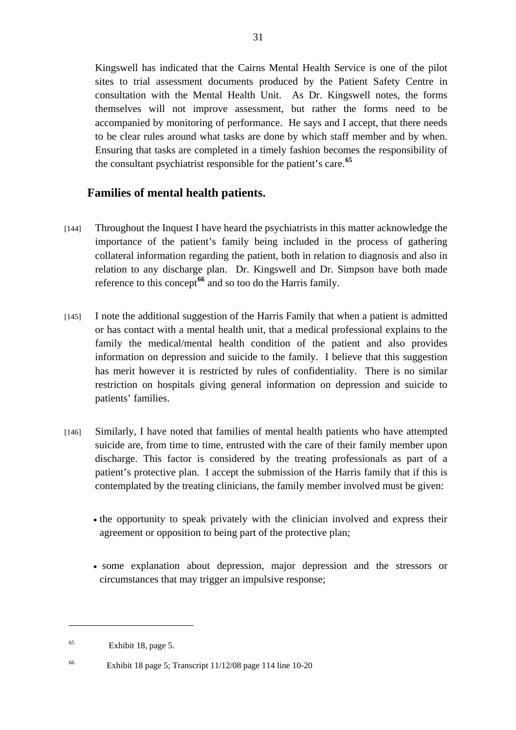Kingswell has indicated that the Cairns Mental Health Service is one of the pilot sites to trial assessment documents produced by the Patient Safety Centre in consultation with the Mental Health Unit. As Dr. Kingswell notes, the forms themselves will not improve assessment, but rather the forms need to be accompanied by monitoring of performance. He says and I accept, that there needs to be clear rules around what tasks are done by which staff member and by when. Ensuring that tasks are completed in a timely fashion becomes the responsibility of the consultant psychiatrist responsible for the patient's care.[65]

## Families of mental health patients.

[144] Throughout the Inquest I have heard the psychiatrists in this matter acknowledge the importance of the patient's family being included in the process of gathering collateral information regarding the patient, both in relation to diagnosis and also in relation to any discharge plan. Dr. Kingswell and Dr. Simpson have both made reference to this concept[66] and so too do the Harris family.

[145] I note the additional suggestion of the Harris Family that when a patient is admitted or has contact with a mental health unit, that a medical professional explains to the family the medical/mental health condition of the patient and also provides information on depression and suicide to the family. I believe that this suggestion has merit however it is restricted by rules of confidentiality. There is no similar restriction on hospitals giving general information on depression and suicide to patients' families.

[146] Similarly, I have noted that families of mental health patients who have attempted suicide are, from time to time, entrusted with the care of their family member upon discharge. This factor is considered by the treating professionals as part of a patient's protective plan. I accept the submission of the Harris family that if this is contemplated by the treating clinicians, the family member involved must be given:

- the opportunity to speak privately with the clinician involved and express their agreement or opposition to being part of the protective plan;
- some explanation about depression, major depression and the stressors or circumstances that may trigger an impulsive response;

---

[65] Exhibit 18, page 5.

[66] Exhibit 18 page 5; Transcript 11/12/08 page 114 line 10-20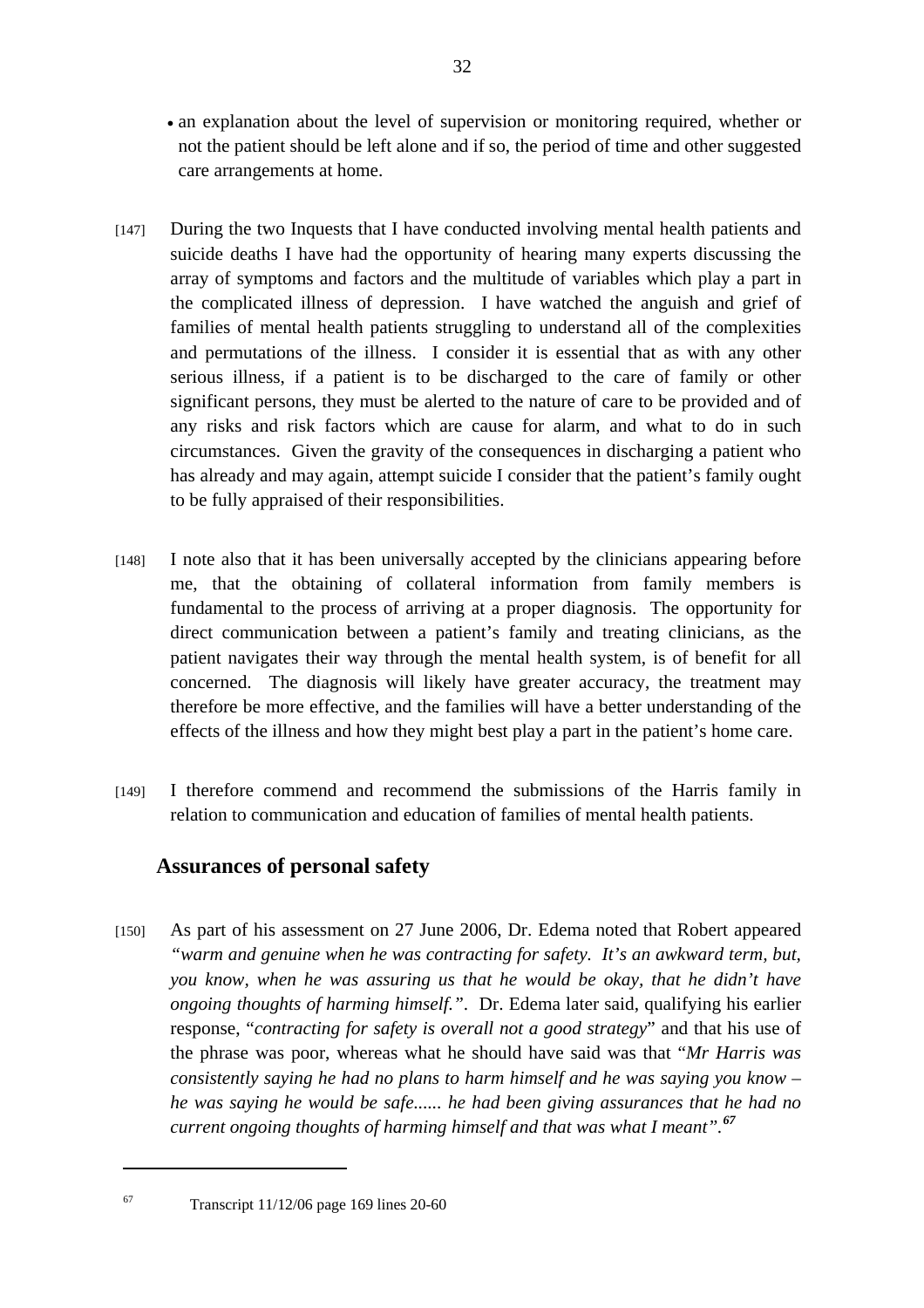- an explanation about the level of supervision or monitoring required, whether or not the patient should be left alone and if so, the period of time and other suggested care arrangements at home.

[147] During the two Inquests that I have conducted involving mental health patients and suicide deaths I have had the opportunity of hearing many experts discussing the array of symptoms and factors and the multitude of variables which play a part in the complicated illness of depression. I have watched the anguish and grief of families of mental health patients struggling to understand all of the complexities and permutations of the illness. I consider it is essential that as with any other serious illness, if a patient is to be discharged to the care of family or other significant persons, they must be alerted to the nature of care to be provided and of any risks and risk factors which are cause for alarm, and what to do in such circumstances. Given the gravity of the consequences in discharging a patient who has already and may again, attempt suicide I consider that the patient's family ought to be fully appraised of their responsibilities.

[148] I note also that it has been universally accepted by the clinicians appearing before me, that the obtaining of collateral information from family members is fundamental to the process of arriving at a proper diagnosis. The opportunity for direct communication between a patient's family and treating clinicians, as the patient navigates their way through the mental health system, is of benefit for all concerned. The diagnosis will likely have greater accuracy, the treatment may therefore be more effective, and the families will have a better understanding of the effects of the illness and how they might best play a part in the patient's home care.

[149] I therefore commend and recommend the submissions of the Harris family in relation to communication and education of families of mental health patients.

## Assurances of personal safety

[150] As part of his assessment on 27 June 2006, Dr. Edema noted that Robert appeared *"warm and genuine when he was contracting for safety. It's an awkward term, but, you know, when he was assuring us that he would be okay, that he didn't have ongoing thoughts of harming himself."*. Dr. Edema later said, qualifying his earlier response, "*contracting for safety is overall not a good strategy*" and that his use of the phrase was poor, whereas what he should have said was that "*Mr Harris was consistently saying he had no plans to harm himself and he was saying you know – he was saying he would be safe...... he had been giving assurances that he had no current ongoing thoughts of harming himself and that was what I meant"*.[67]

[67] Transcript 11/12/06 page 169 lines 20-60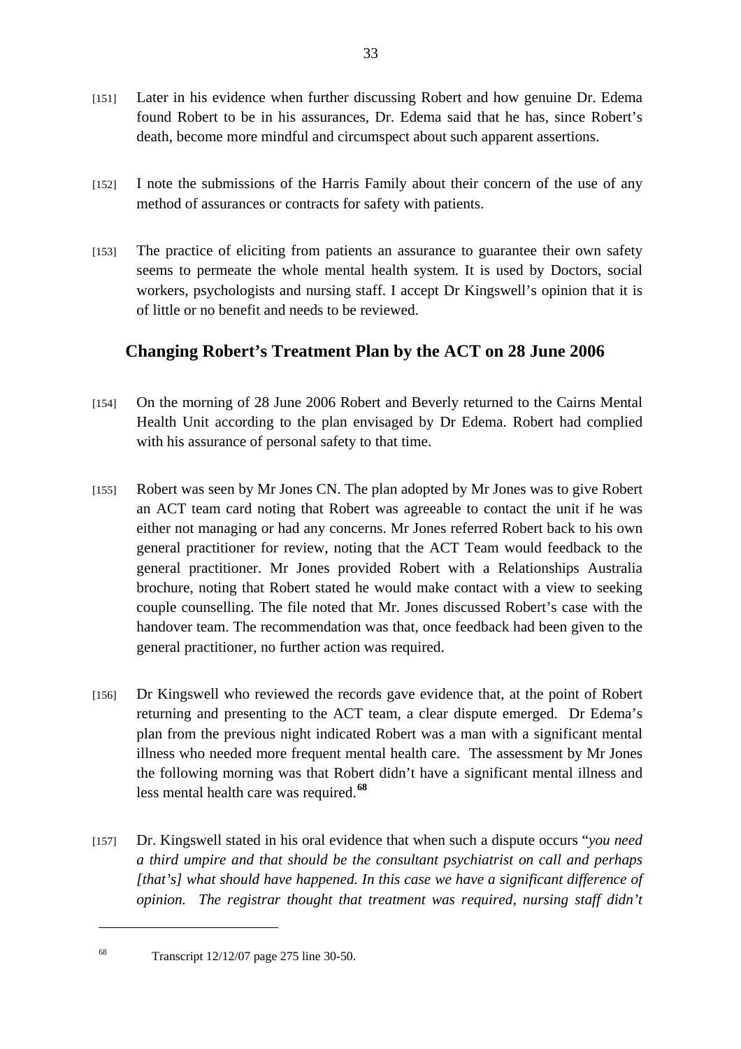[151] Later in his evidence when further discussing Robert and how genuine Dr. Edema found Robert to be in his assurances, Dr. Edema said that he has, since Robert's death, become more mindful and circumspect about such apparent assertions.

[152] I note the submissions of the Harris Family about their concern of the use of any method of assurances or contracts for safety with patients.

[153] The practice of eliciting from patients an assurance to guarantee their own safety seems to permeate the whole mental health system. It is used by Doctors, social workers, psychologists and nursing staff. I accept Dr Kingswell's opinion that it is of little or no benefit and needs to be reviewed.

## Changing Robert's Treatment Plan by the ACT on 28 June 2006

[154] On the morning of 28 June 2006 Robert and Beverly returned to the Cairns Mental Health Unit according to the plan envisaged by Dr Edema. Robert had complied with his assurance of personal safety to that time.

[155] Robert was seen by Mr Jones CN. The plan adopted by Mr Jones was to give Robert an ACT team card noting that Robert was agreeable to contact the unit if he was either not managing or had any concerns. Mr Jones referred Robert back to his own general practitioner for review, noting that the ACT Team would feedback to the general practitioner. Mr Jones provided Robert with a Relationships Australia brochure, noting that Robert stated he would make contact with a view to seeking couple counselling. The file noted that Mr. Jones discussed Robert's case with the handover team. The recommendation was that, once feedback had been given to the general practitioner, no further action was required.

[156] Dr Kingswell who reviewed the records gave evidence that, at the point of Robert returning and presenting to the ACT team, a clear dispute emerged. Dr Edema's plan from the previous night indicated Robert was a man with a significant mental illness who needed more frequent mental health care. The assessment by Mr Jones the following morning was that Robert didn't have a significant mental illness and less mental health care was required.[68]

[157] Dr. Kingswell stated in his oral evidence that when such a dispute occurs "*you need a third umpire and that should be the consultant psychiatrist on call and perhaps [that's] what should have happened. In this case we have a significant difference of opinion. The registrar thought that treatment was required, nursing staff didn't*

---

[68] Transcript 12/12/07 page 275 line 30-50.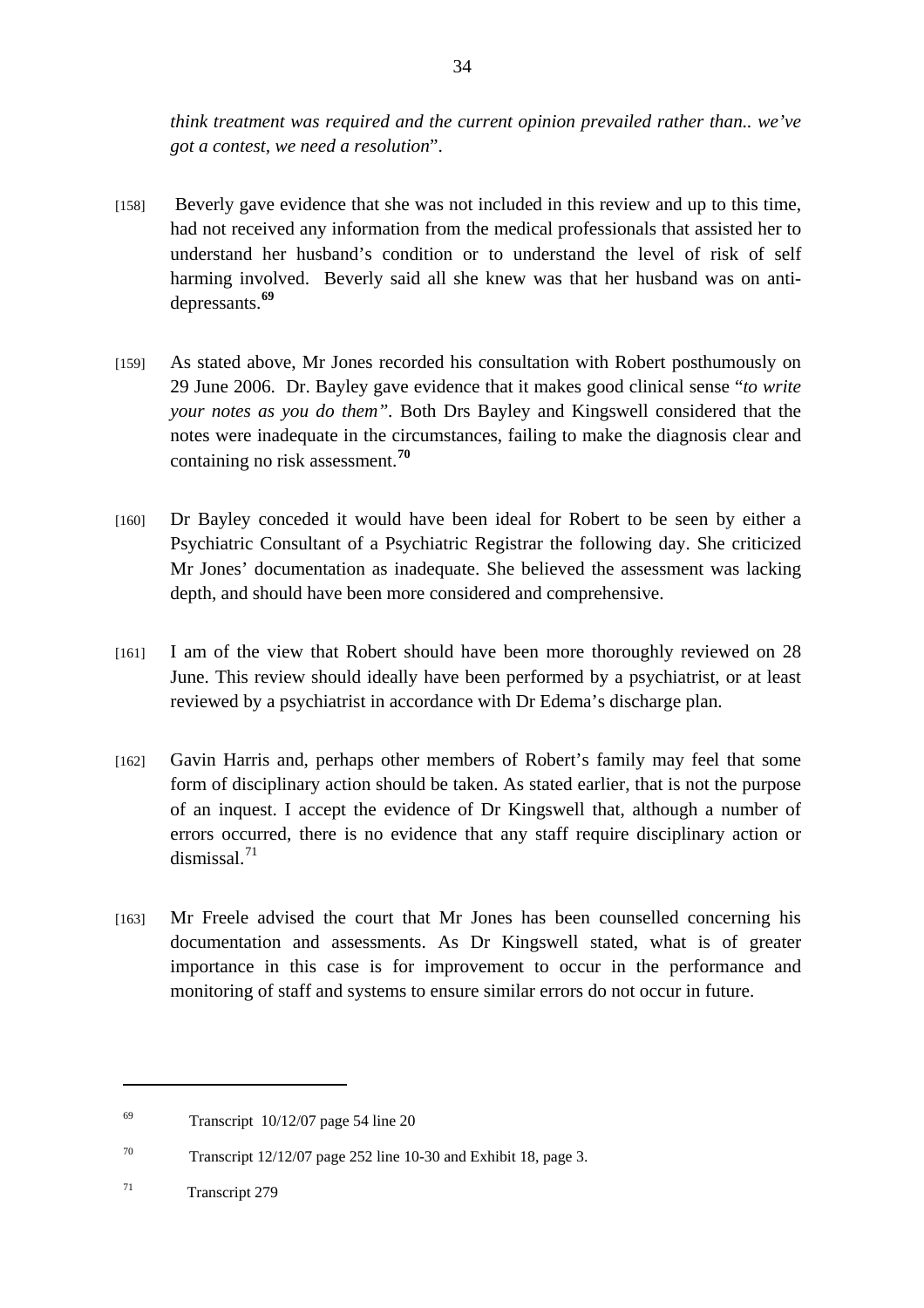*think treatment was required and the current opinion prevailed rather than.. we've got a contest, we need a resolution*".

[158] Beverly gave evidence that she was not included in this review and up to this time, had not received any information from the medical professionals that assisted her to understand her husband's condition or to understand the level of risk of self harming involved. Beverly said all she knew was that her husband was on anti-depressants.[69]

[159] As stated above, Mr Jones recorded his consultation with Robert posthumously on 29 June 2006. Dr. Bayley gave evidence that it makes good clinical sense "*to write your notes as you do them"*. Both Drs Bayley and Kingswell considered that the notes were inadequate in the circumstances, failing to make the diagnosis clear and containing no risk assessment.[70]

[160] Dr Bayley conceded it would have been ideal for Robert to be seen by either a Psychiatric Consultant of a Psychiatric Registrar the following day. She criticized Mr Jones' documentation as inadequate. She believed the assessment was lacking depth, and should have been more considered and comprehensive.

[161] I am of the view that Robert should have been more thoroughly reviewed on 28 June. This review should ideally have been performed by a psychiatrist, or at least reviewed by a psychiatrist in accordance with Dr Edema's discharge plan.

[162] Gavin Harris and, perhaps other members of Robert's family may feel that some form of disciplinary action should be taken. As stated earlier, that is not the purpose of an inquest. I accept the evidence of Dr Kingswell that, although a number of errors occurred, there is no evidence that any staff require disciplinary action or dismissal.[71]

[163] Mr Freele advised the court that Mr Jones has been counselled concerning his documentation and assessments. As Dr Kingswell stated, what is of greater importance in this case is for improvement to occur in the performance and monitoring of staff and systems to ensure similar errors do not occur in future.

---

[69] Transcript 10/12/07 page 54 line 20

[70] Transcript 12/12/07 page 252 line 10-30 and Exhibit 18, page 3.

[71] Transcript 279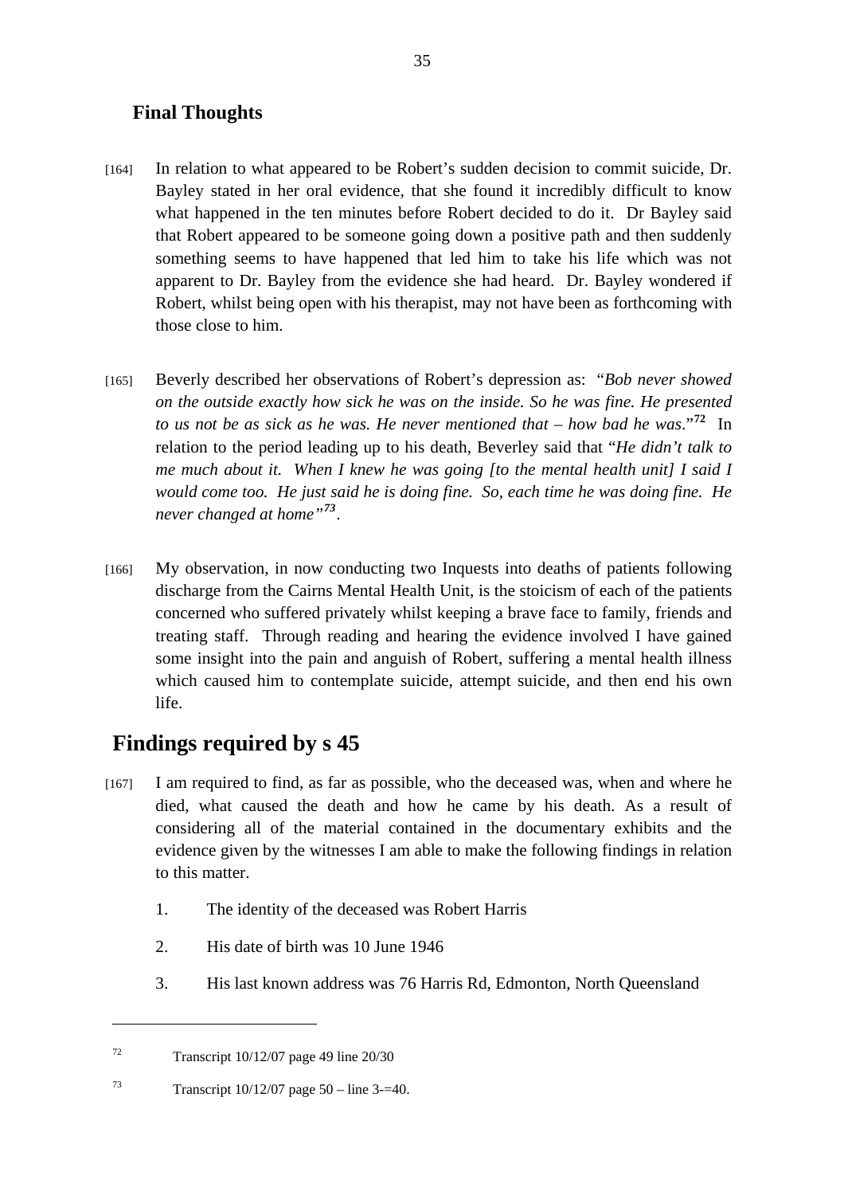### Final Thoughts

[164] In relation to what appeared to be Robert's sudden decision to commit suicide, Dr. Bayley stated in her oral evidence, that she found it incredibly difficult to know what happened in the ten minutes before Robert decided to do it. Dr Bayley said that Robert appeared to be someone going down a positive path and then suddenly something seems to have happened that led him to take his life which was not apparent to Dr. Bayley from the evidence she had heard. Dr. Bayley wondered if Robert, whilst being open with his therapist, may not have been as forthcoming with those close to him.

[165] Beverly described her observations of Robert's depression as: "*Bob never showed on the outside exactly how sick he was on the inside. So he was fine. He presented to us not be as sick as he was. He never mentioned that – how bad he was*."[72] In relation to the period leading up to his death, Beverley said that "*He didn't talk to me much about it. When I knew he was going [to the mental health unit] I said I would come too. He just said he is doing fine. So, each time he was doing fine. He never changed at home*"[73].

[166] My observation, in now conducting two Inquests into deaths of patients following discharge from the Cairns Mental Health Unit, is the stoicism of each of the patients concerned who suffered privately whilst keeping a brave face to family, friends and treating staff. Through reading and hearing the evidence involved I have gained some insight into the pain and anguish of Robert, suffering a mental health illness which caused him to contemplate suicide, attempt suicide, and then end his own life.

## Findings required by s 45

[167] I am required to find, as far as possible, who the deceased was, when and where he died, what caused the death and how he came by his death. As a result of considering all of the material contained in the documentary exhibits and the evidence given by the witnesses I am able to make the following findings in relation to this matter.

1. The identity of the deceased was Robert Harris
2. His date of birth was 10 June 1946
3. His last known address was 76 Harris Rd, Edmonton, North Queensland

---

[72] Transcript 10/12/07 page 49 line 20/30

[73] Transcript 10/12/07 page 50 – line 3-=40.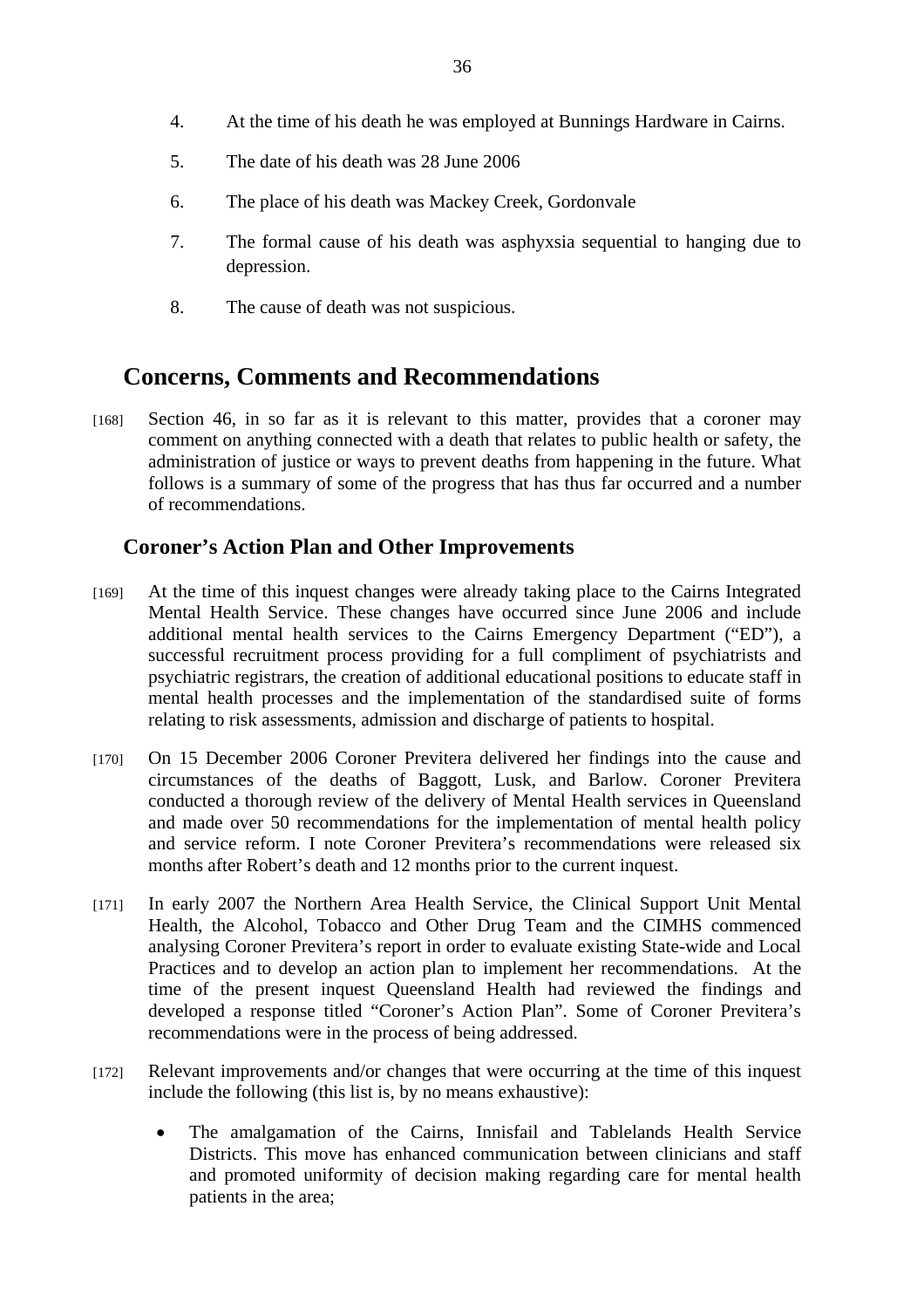4. At the time of his death he was employed at Bunnings Hardware in Cairns.

5. The date of his death was 28 June 2006

6. The place of his death was Mackey Creek, Gordonvale

7. The formal cause of his death was asphyxsia sequential to hanging due to depression.

8. The cause of death was not suspicious.

## Concerns, Comments and Recommendations

[168] Section 46, in so far as it is relevant to this matter, provides that a coroner may comment on anything connected with a death that relates to public health or safety, the administration of justice or ways to prevent deaths from happening in the future. What follows is a summary of some of the progress that has thus far occurred and a number of recommendations.

### Coroner's Action Plan and Other Improvements

[169] At the time of this inquest changes were already taking place to the Cairns Integrated Mental Health Service. These changes have occurred since June 2006 and include additional mental health services to the Cairns Emergency Department ("ED"), a successful recruitment process providing for a full compliment of psychiatrists and psychiatric registrars, the creation of additional educational positions to educate staff in mental health processes and the implementation of the standardised suite of forms relating to risk assessments, admission and discharge of patients to hospital.

[170] On 15 December 2006 Coroner Previtera delivered her findings into the cause and circumstances of the deaths of Baggott, Lusk, and Barlow. Coroner Previtera conducted a thorough review of the delivery of Mental Health services in Queensland and made over 50 recommendations for the implementation of mental health policy and service reform. I note Coroner Previtera's recommendations were released six months after Robert's death and 12 months prior to the current inquest.

[171] In early 2007 the Northern Area Health Service, the Clinical Support Unit Mental Health, the Alcohol, Tobacco and Other Drug Team and the CIMHS commenced analysing Coroner Previtera's report in order to evaluate existing State-wide and Local Practices and to develop an action plan to implement her recommendations. At the time of the present inquest Queensland Health had reviewed the findings and developed a response titled "Coroner's Action Plan". Some of Coroner Previtera's recommendations were in the process of being addressed.

[172] Relevant improvements and/or changes that were occurring at the time of this inquest include the following (this list is, by no means exhaustive):

- The amalgamation of the Cairns, Innisfail and Tablelands Health Service Districts. This move has enhanced communication between clinicians and staff and promoted uniformity of decision making regarding care for mental health patients in the area;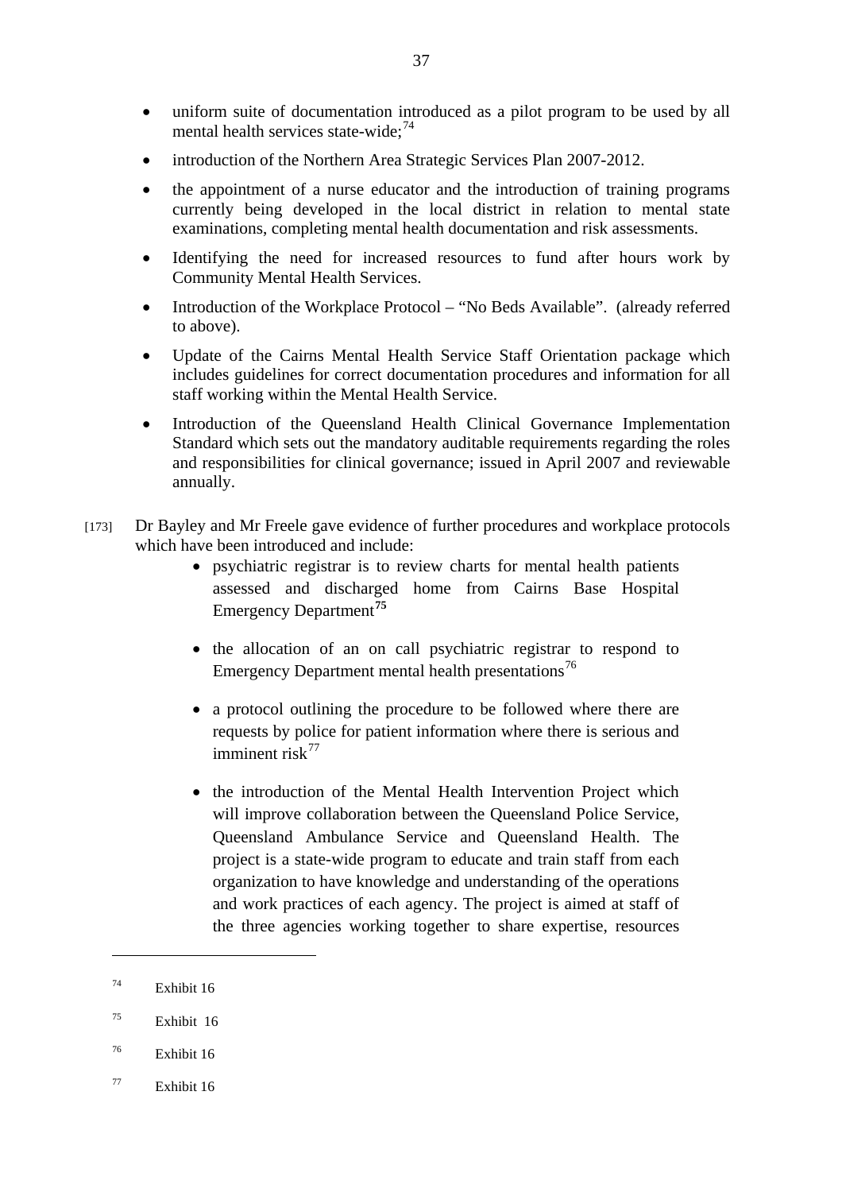- uniform suite of documentation introduced as a pilot program to be used by all mental health services state-wide;[74]
- introduction of the Northern Area Strategic Services Plan 2007-2012.
- the appointment of a nurse educator and the introduction of training programs currently being developed in the local district in relation to mental state examinations, completing mental health documentation and risk assessments.
- Identifying the need for increased resources to fund after hours work by Community Mental Health Services.
- Introduction of the Workplace Protocol – "No Beds Available". (already referred to above).
- Update of the Cairns Mental Health Service Staff Orientation package which includes guidelines for correct documentation procedures and information for all staff working within the Mental Health Service.
- Introduction of the Queensland Health Clinical Governance Implementation Standard which sets out the mandatory auditable requirements regarding the roles and responsibilities for clinical governance; issued in April 2007 and reviewable annually.

[173] Dr Bayley and Mr Freele gave evidence of further procedures and workplace protocols which have been introduced and include:

- psychiatric registrar is to review charts for mental health patients assessed and discharged home from Cairns Base Hospital Emergency Department[75]
- the allocation of an on call psychiatric registrar to respond to Emergency Department mental health presentations[76]
- a protocol outlining the procedure to be followed where there are requests by police for patient information where there is serious and imminent risk[77]
- the introduction of the Mental Health Intervention Project which will improve collaboration between the Queensland Police Service, Queensland Ambulance Service and Queensland Health. The project is a state-wide program to educate and train staff from each organization to have knowledge and understanding of the operations and work practices of each agency. The project is aimed at staff of the three agencies working together to share expertise, resources

---

[74] Exhibit 16

[75] Exhibit 16

[76] Exhibit 16

[77] Exhibit 16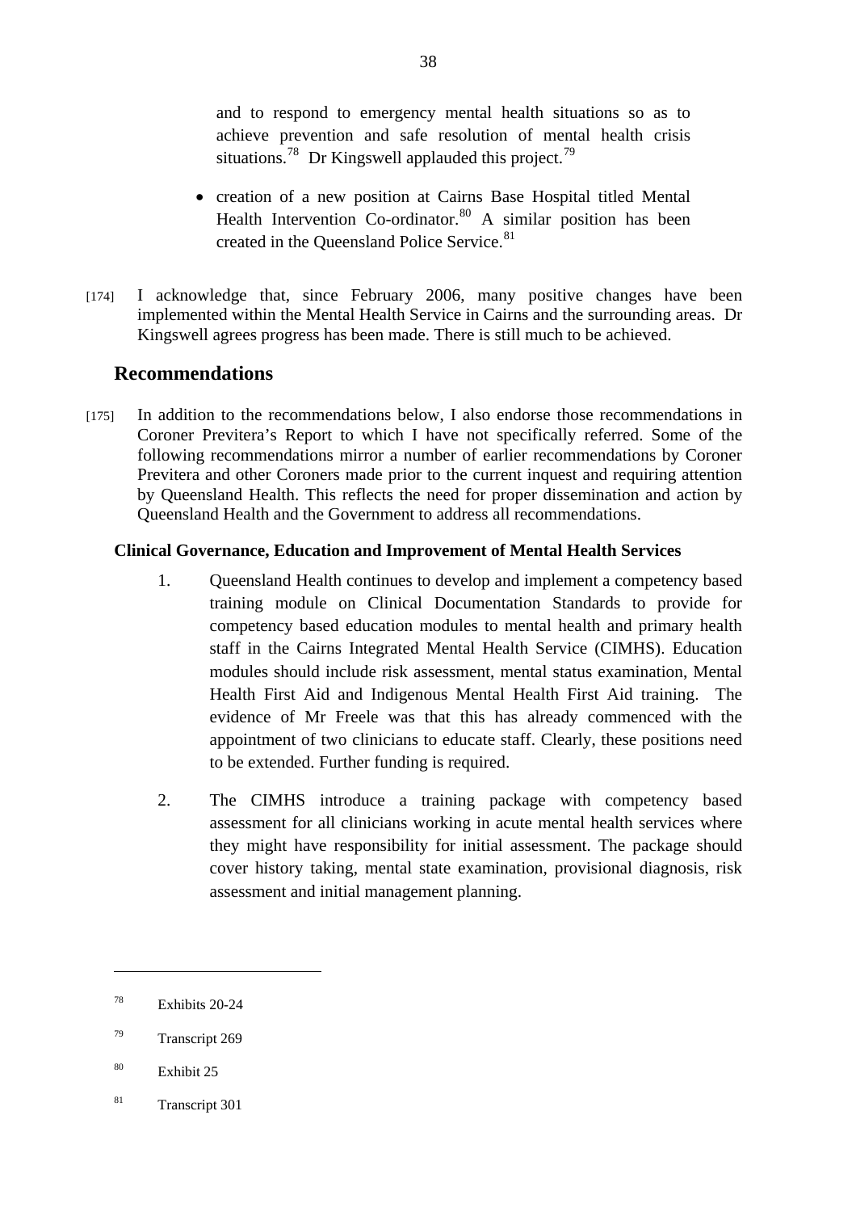and to respond to emergency mental health situations so as to achieve prevention and safe resolution of mental health crisis situations.[78] Dr Kingswell applauded this project.[79]

- creation of a new position at Cairns Base Hospital titled Mental Health Intervention Co-ordinator.[80] A similar position has been created in the Queensland Police Service.[81]

[174] I acknowledge that, since February 2006, many positive changes have been implemented within the Mental Health Service in Cairns and the surrounding areas. Dr Kingswell agrees progress has been made. There is still much to be achieved.

## Recommendations

[175] In addition to the recommendations below, I also endorse those recommendations in Coroner Previtera's Report to which I have not specifically referred. Some of the following recommendations mirror a number of earlier recommendations by Coroner Previtera and other Coroners made prior to the current inquest and requiring attention by Queensland Health. This reflects the need for proper dissemination and action by Queensland Health and the Government to address all recommendations.

### Clinical Governance, Education and Improvement of Mental Health Services

1. Queensland Health continues to develop and implement a competency based training module on Clinical Documentation Standards to provide for competency based education modules to mental health and primary health staff in the Cairns Integrated Mental Health Service (CIMHS). Education modules should include risk assessment, mental status examination, Mental Health First Aid and Indigenous Mental Health First Aid training. The evidence of Mr Freele was that this has already commenced with the appointment of two clinicians to educate staff. Clearly, these positions need to be extended. Further funding is required.

2. The CIMHS introduce a training package with competency based assessment for all clinicians working in acute mental health services where they might have responsibility for initial assessment. The package should cover history taking, mental state examination, provisional diagnosis, risk assessment and initial management planning.

---

[78] Exhibits 20-24

[79] Transcript 269

[80] Exhibit 25

[81] Transcript 301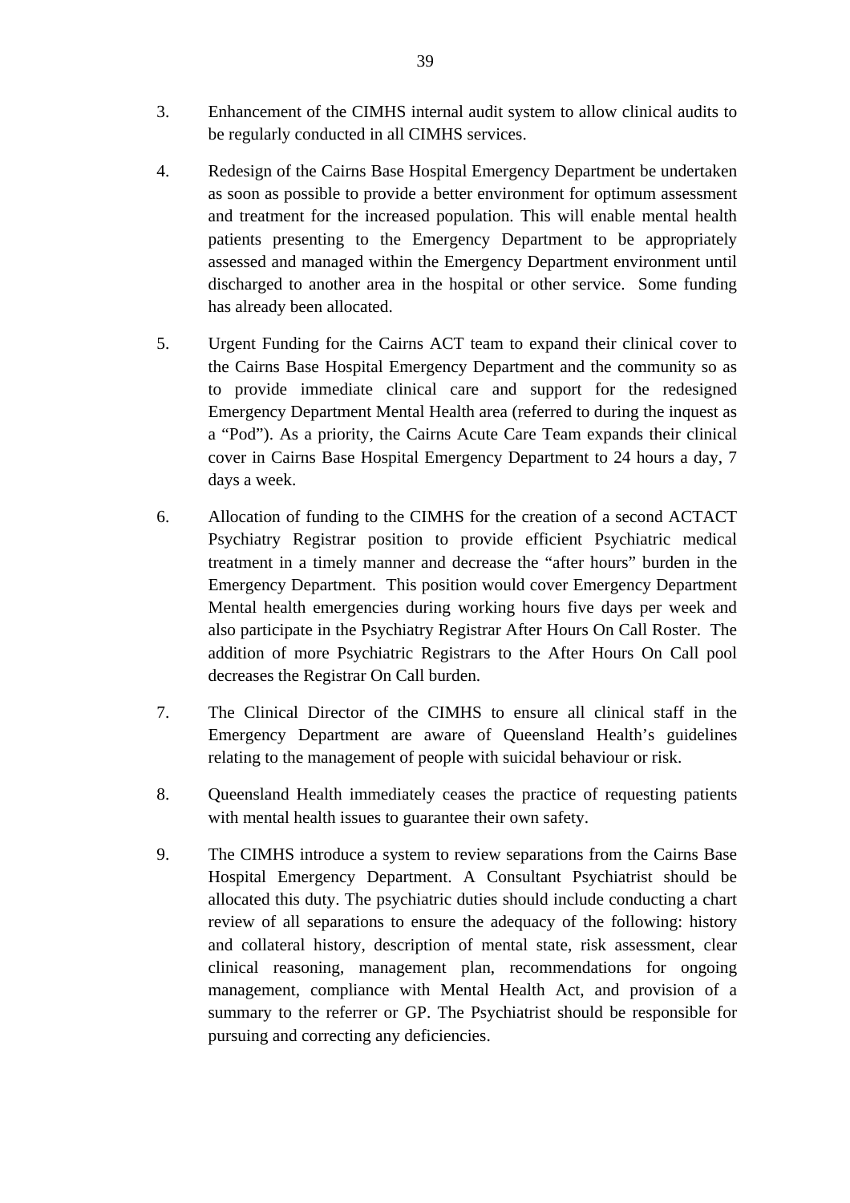3. Enhancement of the CIMHS internal audit system to allow clinical audits to be regularly conducted in all CIMHS services.

4. Redesign of the Cairns Base Hospital Emergency Department be undertaken as soon as possible to provide a better environment for optimum assessment and treatment for the increased population. This will enable mental health patients presenting to the Emergency Department to be appropriately assessed and managed within the Emergency Department environment until discharged to another area in the hospital or other service. Some funding has already been allocated.

5. Urgent Funding for the Cairns ACT team to expand their clinical cover to the Cairns Base Hospital Emergency Department and the community so as to provide immediate clinical care and support for the redesigned Emergency Department Mental Health area (referred to during the inquest as a "Pod"). As a priority, the Cairns Acute Care Team expands their clinical cover in Cairns Base Hospital Emergency Department to 24 hours a day, 7 days a week.

6. Allocation of funding to the CIMHS for the creation of a second ACTACT Psychiatry Registrar position to provide efficient Psychiatric medical treatment in a timely manner and decrease the "after hours" burden in the Emergency Department. This position would cover Emergency Department Mental health emergencies during working hours five days per week and also participate in the Psychiatry Registrar After Hours On Call Roster. The addition of more Psychiatric Registrars to the After Hours On Call pool decreases the Registrar On Call burden.

7. The Clinical Director of the CIMHS to ensure all clinical staff in the Emergency Department are aware of Queensland Health's guidelines relating to the management of people with suicidal behaviour or risk.

8. Queensland Health immediately ceases the practice of requesting patients with mental health issues to guarantee their own safety.

9. The CIMHS introduce a system to review separations from the Cairns Base Hospital Emergency Department. A Consultant Psychiatrist should be allocated this duty. The psychiatric duties should include conducting a chart review of all separations to ensure the adequacy of the following: history and collateral history, description of mental state, risk assessment, clear clinical reasoning, management plan, recommendations for ongoing management, compliance with Mental Health Act, and provision of a summary to the referrer or GP. The Psychiatrist should be responsible for pursuing and correcting any deficiencies.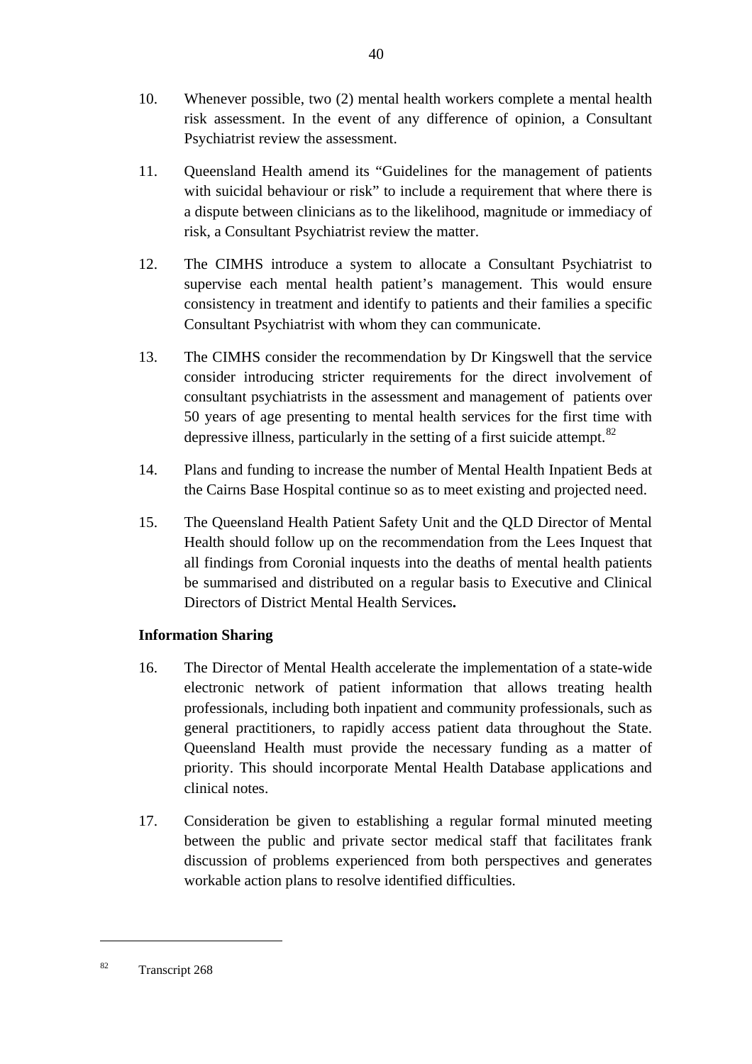10. Whenever possible, two (2) mental health workers complete a mental health risk assessment. In the event of any difference of opinion, a Consultant Psychiatrist review the assessment.

11. Queensland Health amend its "Guidelines for the management of patients with suicidal behaviour or risk" to include a requirement that where there is a dispute between clinicians as to the likelihood, magnitude or immediacy of risk, a Consultant Psychiatrist review the matter.

12. The CIMHS introduce a system to allocate a Consultant Psychiatrist to supervise each mental health patient's management. This would ensure consistency in treatment and identify to patients and their families a specific Consultant Psychiatrist with whom they can communicate.

13. The CIMHS consider the recommendation by Dr Kingswell that the service consider introducing stricter requirements for the direct involvement of consultant psychiatrists in the assessment and management of patients over 50 years of age presenting to mental health services for the first time with depressive illness, particularly in the setting of a first suicide attempt.[82]

14. Plans and funding to increase the number of Mental Health Inpatient Beds at the Cairns Base Hospital continue so as to meet existing and projected need.

15. The Queensland Health Patient Safety Unit and the QLD Director of Mental Health should follow up on the recommendation from the Lees Inquest that all findings from Coronial inquests into the deaths of mental health patients be summarised and distributed on a regular basis to Executive and Clinical Directors of District Mental Health Services**.**

**Information Sharing**

16. The Director of Mental Health accelerate the implementation of a state-wide electronic network of patient information that allows treating health professionals, including both inpatient and community professionals, such as general practitioners, to rapidly access patient data throughout the State. Queensland Health must provide the necessary funding as a matter of priority. This should incorporate Mental Health Database applications and clinical notes.

17. Consideration be given to establishing a regular formal minuted meeting between the public and private sector medical staff that facilitates frank discussion of problems experienced from both perspectives and generates workable action plans to resolve identified difficulties.

---

[82] Transcript 268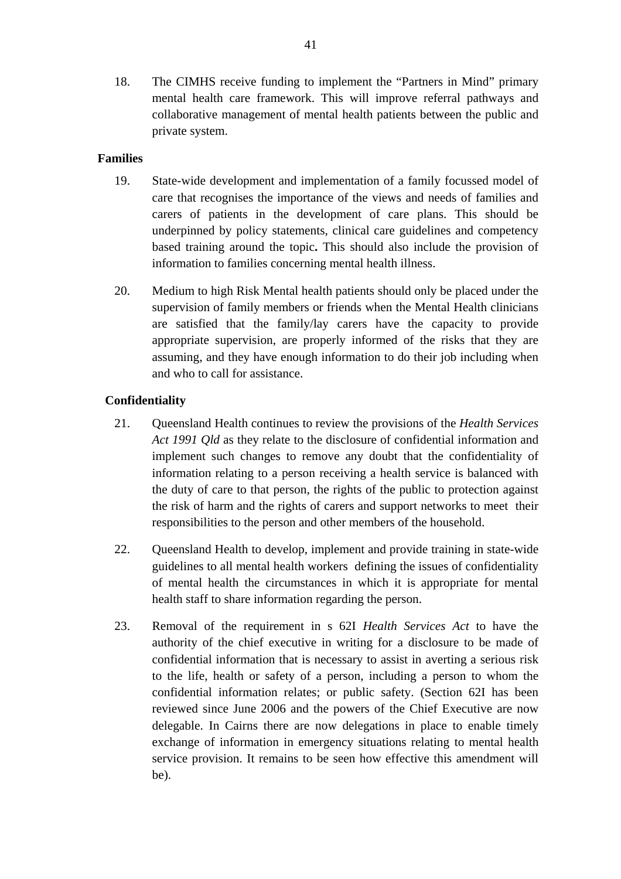18. The CIMHS receive funding to implement the "Partners in Mind" primary mental health care framework. This will improve referral pathways and collaborative management of mental health patients between the public and private system.

**Families**

19. State-wide development and implementation of a family focussed model of care that recognises the importance of the views and needs of families and carers of patients in the development of care plans. This should be underpinned by policy statements, clinical care guidelines and competency based training around the topic**.** This should also include the provision of information to families concerning mental health illness.

20. Medium to high Risk Mental health patients should only be placed under the supervision of family members or friends when the Mental Health clinicians are satisfied that the family/lay carers have the capacity to provide appropriate supervision, are properly informed of the risks that they are assuming, and they have enough information to do their job including when and who to call for assistance.

**Confidentiality**

21. Queensland Health continues to review the provisions of the *Health Services Act 1991 Qld* as they relate to the disclosure of confidential information and implement such changes to remove any doubt that the confidentiality of information relating to a person receiving a health service is balanced with the duty of care to that person, the rights of the public to protection against the risk of harm and the rights of carers and support networks to meet their responsibilities to the person and other members of the household.

22. Queensland Health to develop, implement and provide training in state-wide guidelines to all mental health workers defining the issues of confidentiality of mental health the circumstances in which it is appropriate for mental health staff to share information regarding the person.

23. Removal of the requirement in s 62I *Health Services Act* to have the authority of the chief executive in writing for a disclosure to be made of confidential information that is necessary to assist in averting a serious risk to the life, health or safety of a person, including a person to whom the confidential information relates; or public safety. (Section 62I has been reviewed since June 2006 and the powers of the Chief Executive are now delegable. In Cairns there are now delegations in place to enable timely exchange of information in emergency situations relating to mental health service provision. It remains to be seen how effective this amendment will be).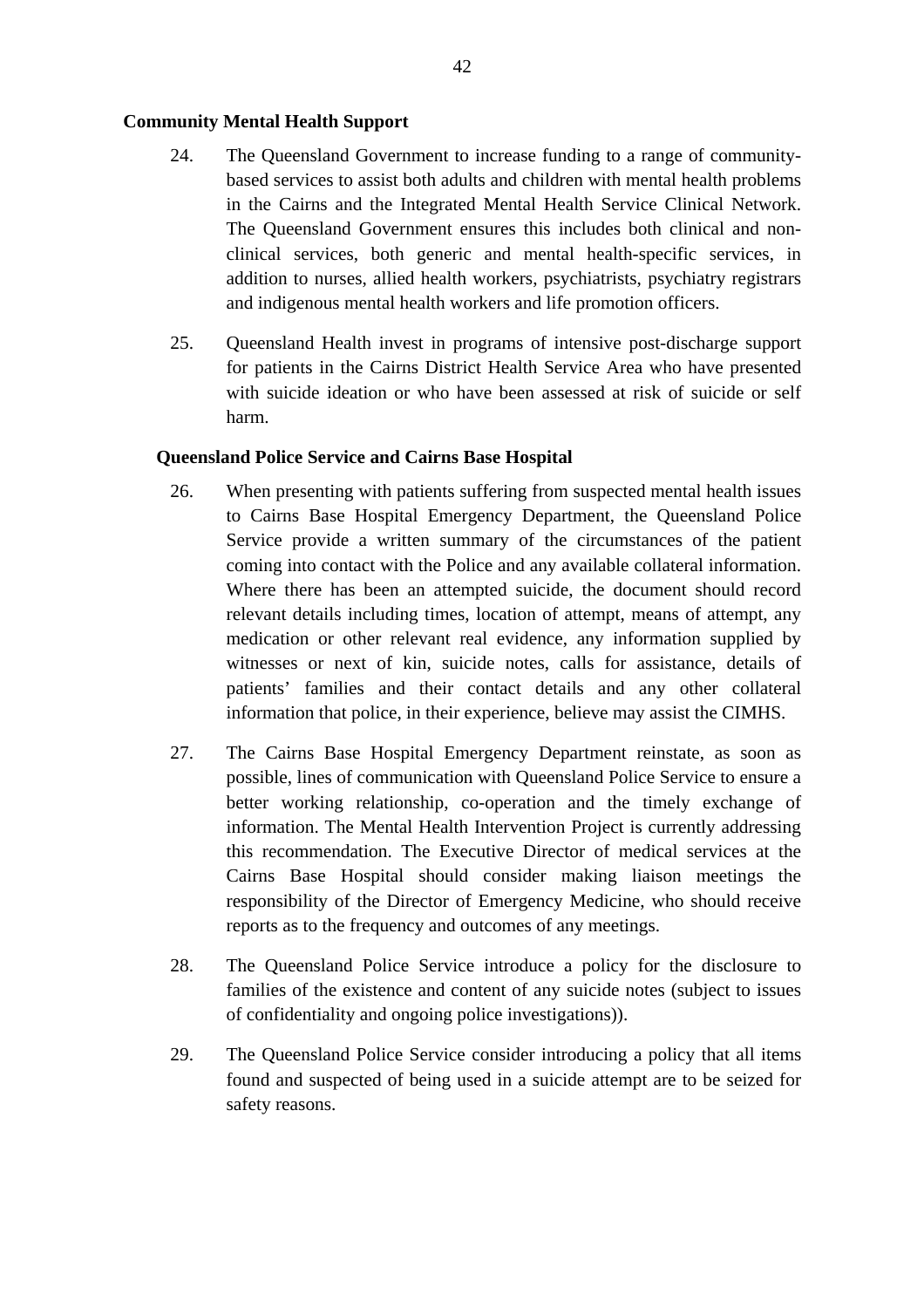**Community Mental Health Support**

24. The Queensland Government to increase funding to a range of community-based services to assist both adults and children with mental health problems in the Cairns and the Integrated Mental Health Service Clinical Network. The Queensland Government ensures this includes both clinical and non-clinical services, both generic and mental health-specific services, in addition to nurses, allied health workers, psychiatrists, psychiatry registrars and indigenous mental health workers and life promotion officers.

25. Queensland Health invest in programs of intensive post-discharge support for patients in the Cairns District Health Service Area who have presented with suicide ideation or who have been assessed at risk of suicide or self harm.

**Queensland Police Service and Cairns Base Hospital**

26. When presenting with patients suffering from suspected mental health issues to Cairns Base Hospital Emergency Department, the Queensland Police Service provide a written summary of the circumstances of the patient coming into contact with the Police and any available collateral information. Where there has been an attempted suicide, the document should record relevant details including times, location of attempt, means of attempt, any medication or other relevant real evidence, any information supplied by witnesses or next of kin, suicide notes, calls for assistance, details of patients' families and their contact details and any other collateral information that police, in their experience, believe may assist the CIMHS.

27. The Cairns Base Hospital Emergency Department reinstate, as soon as possible, lines of communication with Queensland Police Service to ensure a better working relationship, co-operation and the timely exchange of information. The Mental Health Intervention Project is currently addressing this recommendation. The Executive Director of medical services at the Cairns Base Hospital should consider making liaison meetings the responsibility of the Director of Emergency Medicine, who should receive reports as to the frequency and outcomes of any meetings.

28. The Queensland Police Service introduce a policy for the disclosure to families of the existence and content of any suicide notes (subject to issues of confidentiality and ongoing police investigations)).

29. The Queensland Police Service consider introducing a policy that all items found and suspected of being used in a suicide attempt are to be seized for safety reasons.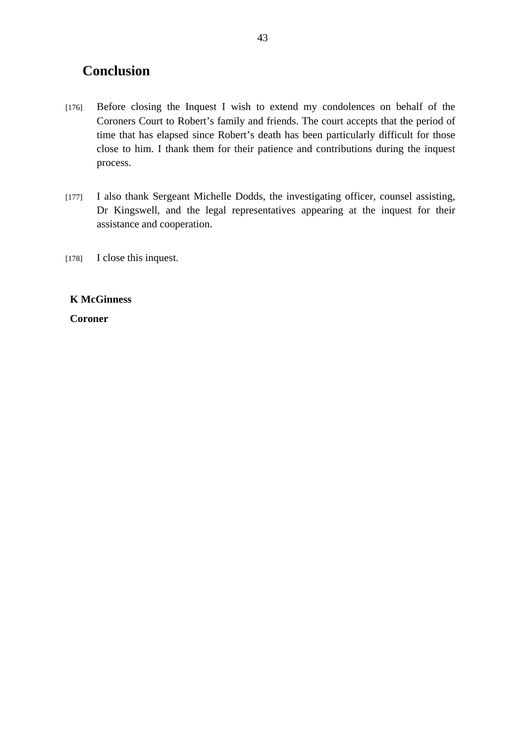## Conclusion

[176] Before closing the Inquest I wish to extend my condolences on behalf of the Coroners Court to Robert's family and friends. The court accepts that the period of time that has elapsed since Robert's death has been particularly difficult for those close to him. I thank them for their patience and contributions during the inquest process.

[177] I also thank Sergeant Michelle Dodds, the investigating officer, counsel assisting, Dr Kingswell, and the legal representatives appearing at the inquest for their assistance and cooperation.

[178] I close this inquest.

**K McGinness**

**Coroner**